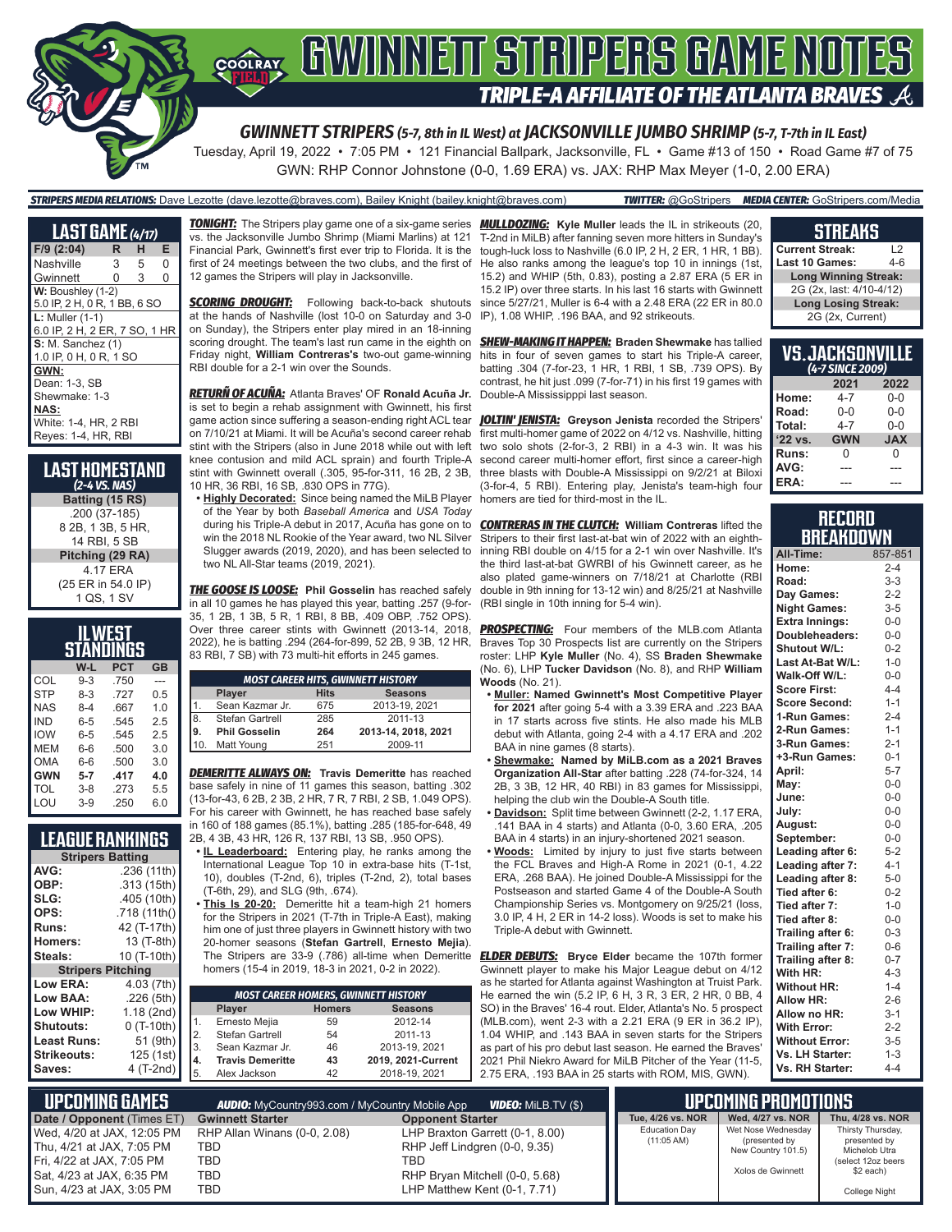# GWINNETT STRIPERS GAME NOTES

## TRIPLE-A AFFILIATE OF THE ATLANTA BRAVES

### GWINNETT STRIPERS (5-7, 8th in IL West) at JACKSONVILLE JUMBO SHRIMP (5-7, T-7th in IL East)

Tuesday, April 19, 2022 • 7:05 PM • 121 Financial Ballpark, Jacksonville, FL • Game #13 of 150 • Road Game #7 of 75

GWN: RHP Connor Johnstone (0-0, 1.69 ERA) vs. JAX: RHP Max Meyer (1-0, 2.00 ERA)

**STRIPERS MEDIA RELATIONS:** Dave Lezotte (dave.lezotte@braves.com), Bailey Knight (bailey.knight@braves.com) **TWITTER:** @GoStripers **MEDIA CENTER:** GoStripers.com/Media

## LAST GAME (4/17)

| F/9 (2:04) | R | H | E |
|---|---|---|---|
| Nashville | 3 | 5 | 0 |
| Gwinnett | 0 | 3 | 0 |

**W:** Boushley (1-2)
5.0 IP, 2 H, 0 R, 1 BB, 6 SO

**L:** Muller (1-1)
6.0 IP, 2 H, 2 ER, 7 SO, 1 HR

**S:** M. Sanchez (1)
1.0 IP, 0 H, 0 R, 1 SO

**GWN:**
Dean: 1-3, SB
Shewmake: 1-3

**NAS:**
White: 1-4, HR, 2 RBI
Reyes: 1-4, HR, RBI

## LAST HOMESTAND
*(2-4 VS. NAS)*

**Batting (15 RS)**
.200 (37-185)
8 2B, 1 3B, 5 HR,
14 RBI, 5 SB

**Pitching (29 RA)**
4.17 ERA
(25 ER in 54.0 IP)
1 QS, 1 SV

## IL WEST STANDINGS

| | W-L | PCT | GB |
|---|---|---|---|
| COL | 9-3 | .750 | --- |
| STP | 8-3 | .727 | 0.5 |
| NAS | 8-4 | .667 | 1.0 |
| IND | 6-5 | .545 | 2.5 |
| IOW | 6-5 | .545 | 2.5 |
| MEM | 6-6 | .500 | 3.0 |
| OMA | 6-6 | .500 | 3.0 |
| **GWN** | **5-7** | **.417** | **4.0** |
| TOL | 3-8 | .273 | 5.5 |
| LOU | 3-9 | .250 | 6.0 |

## LEAGUE RANKINGS

| Stripers Batting | |
|---|---|
| AVG: | .236 (11th) |
| OBP: | .313 (15th) |
| SLG: | .405 (10th) |
| OPS: | .718 (11th() |
| Runs: | 42 (T-17th) |
| Homers: | 13 (T-8th) |
| Steals: | 10 (T-10th) |
| **Stripers Pitching** | |
| Low ERA: | 4.03 (7th) |
| Low BAA: | .226 (5th) |
| Low WHIP: | 1.18 (2nd) |
| Shutouts: | 0 (T-10th) |
| Least Runs: | 51 (9th) |
| Strikeouts: | 125 (1st) |
| Saves: | 4 (T-2nd) |

**TONIGHT:** The Stripers play game one of a six-game series vs. the Jacksonville Jumbo Shrimp (Miami Marlins) at 121 Financial Park, Gwinnett's first ever trip to Florida. It is the first of 24 meetings between the two clubs, and the first of 12 games the Stripers will play in Jacksonville.

**SCORING DROUGHT:** Following back-to-back shutouts at the hands of Nashville (lost 10-0 on Saturday and 3-0 on Sunday), the Stripers enter play mired in an 18-inning scoring drought. The team's last run came in the eighth on Friday night, **William Contreras's** two-out game-winning RBI double for a 2-1 win over the Sounds.

**RETURÑ OF ACUÑA:** Atlanta Braves' OF **Ronald Acuña Jr.** is set to begin a rehab assignment with Gwinnett, his first game action since suffering a season-ending right ACL tear on 7/10/21 at Miami. It will be Acuña's second career rehab stint with the Stripers (also in June 2018 while out with left knee contusion and mild ACL sprain) and fourth Triple-A stint with Gwinnett overall (.305, 95-for-311, 16 2B, 2 3B, 10 HR, 36 RBI, 16 SB, .830 OPS in 77G).

- **Highly Decorated:** Since being named the MiLB Player of the Year by both *Baseball America* and *USA Today* during his Triple-A debut in 2017, Acuña has gone on to win the 2018 NL Rookie of the Year award, two NL Silver Slugger awards (2019, 2020), and has been selected to two NL All-Star teams (2019, 2021).

**THE GOOSE IS LOOSE:** **Phil Gosselin** has reached safely in all 10 games he has played this year, batting .257 (9-for-35, 1 2B, 1 3B, 5 R, 1 RBI, 8 BB, .409 OBP, .752 OPS). Over three career stints with Gwinnett (2013-14, 2018, 2022), he is batting .294 (264-for-899, 52 2B, 9 3B, 12 HR, 83 RBI, 7 SB) with 73 multi-hit efforts in 245 games.

| MOST CAREER HITS, GWINNETT HISTORY | | | |
|---|---|---|---|
| | Player | Hits | Seasons |
| 1. | Sean Kazmar Jr. | 675 | 2013-19, 2021 |
| 8. | Stefan Gartrell | 285 | 2011-13 |
| **9.** | **Phil Gosselin** | **264** | **2013-14, 2018, 2021** |
| 10. | Matt Young | 251 | 2009-11 |

**DEMERITTE ALWAYS ON:** **Travis Demeritte** has reached base safely in nine of 11 games this season, batting .302 (13-for-43, 6 2B, 2 3B, 2 HR, 7 R, 7 RBI, 2 SB, 1.049 OPS). For his career with Gwinnett, he has reached base safely in 160 of 188 games (85.1%), batting .285 (185-for-648, 49 2B, 4 3B, 43 HR, 126 R, 137 RBI, 13 SB, .950 OPS).

- **IL Leaderboard:** Entering play, he ranks among the International League Top 10 in extra-base hits (T-1st, 10), doubles (T-2nd, 6), triples (T-2nd, 2), total bases (T-6th, 29), and SLG (9th, .674).
- **This Is 20-20:** Demeritte hit a team-high 21 homers for the Stripers in 2021 (T-7th in Triple-A East), making him one of just three players in Gwinnett history with two 20-homer seasons (**Stefan Gartrell**, **Ernesto Mejia**). The Stripers are 33-9 (.786) all-time when Demeritte homers (15-4 in 2019, 18-3 in 2021, 0-2 in 2022).

| MOST CAREER HOMERS, GWINNETT HISTORY | | | |
|---|---|---|---|
| | Player | Homers | Seasons |
| 1. | Ernesto Mejia | 59 | 2012-14 |
| 2. | Stefan Gartrell | 54 | 2011-13 |
| 3. | Sean Kazmar Jr. | 46 | 2013-19, 2021 |
| **4.** | **Travis Demeritte** | **43** | **2019, 2021-Current** |
| 5. | Alex Jackson | 42 | 2018-19, 2021 |

**MULLDOZING:** **Kyle Muller** leads the IL in strikeouts (20, T-2nd in MiLB) after fanning seven more hitters in Sunday's tough-luck loss to Nashville (6.0 IP, 2 H, 2 ER, 1 HR, 1 BB). He also ranks among the league's top 10 in innings (1st, 15.2) and WHIP (5th, 0.83), posting a 2.87 ERA (5 ER in 15.2 IP) over three starts. In his last 16 starts with Gwinnett since 5/27/21, Muller is 6-4 with a 2.48 ERA (22 ER in 80.0 IP), 1.08 WHIP, .196 BAA, and 92 strikeouts.

**SHEW-MAKING IT HAPPEN:** **Braden Shewmake** has tallied hits in four of seven games to start his Triple-A career, batting .304 (7-for-23, 1 HR, 1 RBI, 1 SB, .739 OPS). By contrast, he hit just .099 (7-for-71) in his first 19 games with Double-A Mississipppi last season.

**JOLTIN' JENISTA:** **Greyson Jenista** recorded the Stripers' first multi-homer game of 2022 on 4/12 vs. Nashville, hitting two solo shots (2-for-3, 2 RBI) in a 4-3 win. It was his second career multi-homer effort, first since a career-high three blasts with Double-A Mississippi on 9/2/21 at Biloxi (3-for-4, 5 RBI). Entering play, Jenista's team-high four homers are tied for third-most in the IL.

**CONTRERAS IN THE CLUTCH:** **William Contreras** lifted the Stripers to their first last-at-bat win of 2022 with an eighth-inning RBI double on 4/15 for a 2-1 win over Nashville. It's the third last-at-bat GWRBI of his Gwinnett career, as he also plated game-winners on 7/18/21 at Charlotte (RBI double in 9th inning for 13-12 win) and 8/25/21 at Nashville (RBI single in 10th inning for 5-4 win).

**PROSPECTING:** Four members of the MLB.com Atlanta Braves Top 30 Prospects list are currently on the Stripers roster: LHP **Kyle Muller** (No. 4), SS **Braden Shewmake** (No. 6), LHP **Tucker Davidson** (No. 8), and RHP **William Woods** (No. 21).

- **Muller:** **Named Gwinnett's Most Competitive Player for 2021** after going 5-4 with a 3.39 ERA and .223 BAA in 17 starts across five stints. He also made his MLB debut with Atlanta, going 2-4 with a 4.17 ERA and .202 BAA in nine games (8 starts).
- **Shewmake:** **Named by MiLB.com as a 2021 Braves Organization All-Star** after batting .228 (74-for-324, 14 2B, 3 3B, 12 HR, 40 RBI) in 83 games for Mississippi, helping the club win the Double-A South title.
- **Davidson:** Split time between Gwinnett (2-2, 1.17 ERA, .141 BAA in 4 starts) and Atlanta (0-0, 3.60 ERA, .205 BAA in 4 starts) in an injury-shortened 2021 season.
- **Woods:** Limited by injury to just five starts between the FCL Braves and High-A Rome in 2021 (0-1, 4.22 ERA, .268 BAA). He joined Double-A Mississippi for the Postseason and started Game 4 of the Double-A South Championship Series vs. Montgomery on 9/25/21 (loss, 3.0 IP, 4 H, 2 ER in 14-2 loss). Woods is set to make his Triple-A debut with Gwinnett.

**ELDER DEBUTS:** **Bryce Elder** became the 107th former Gwinnett player to make his Major League debut on 4/12 as he started for Atlanta against Washington at Truist Park. He earned the win (5.2 IP, 6 H, 3 R, 3 ER, 2 HR, 0 BB, 4 SO) in the Braves' 16-4 rout. Elder, Atlanta's No. 5 prospect (MLB.com), went 2-3 with a 2.21 ERA (9 ER in 36.2 IP), 1.04 WHIP, and .143 BAA in seven starts for the Stripers as part of his pro debut last season. He earned the Braves' 2021 Phil Niekro Award for MiLB Pitcher of the Year (11-5, 2.75 ERA, .193 BAA in 25 starts with ROM, MIS, GWN).

## STREAKS

| | |
|---|---|
| Current Streak: | L2 |
| Last 10 Games: | 4-6 |
| **Long Winning Streak:** | |
| 2G (2x, last: 4/10-4/12) | |
| **Long Losing Streak:** | |
| 2G (2x, Current) | |

## VS. JACKSONVILLE
*(4-7 SINCE 2009)*

| | 2021 | 2022 |
|---|---|---|
| Home: | 4-7 | 0-0 |
| Road: | 0-0 | 0-0 |
| Total: | 4-7 | 0-0 |
| '22 vs. | GWN | JAX |
| Runs: | 0 | 0 |
| AVG: | --- | --- |
| ERA: | --- | --- |

## RECORD BREAKDOWN

| | |
|---|---|
| All-Time: | 857-851 |
| Home: | 2-4 |
| Road: | 3-3 |
| Day Games: | 2-2 |
| Night Games: | 3-5 |
| Extra Innings: | 0-0 |
| Doubleheaders: | 0-0 |
| Shutout W/L: | 0-2 |
| Last At-Bat W/L: | 1-0 |
| Walk-Off W/L: | 0-0 |
| Score First: | 4-4 |
| Score Second: | 1-1 |
| 1-Run Games: | 2-4 |
| 2-Run Games: | 1-1 |
| 3-Run Games: | 2-1 |
| +3-Run Games: | 0-1 |
| April: | 5-7 |
| May: | 0-0 |
| June: | 0-0 |
| July: | 0-0 |
| August: | 0-0 |
| September: | 0-0 |
| Leading after 6: | 5-2 |
| Leading after 7: | 4-1 |
| Leading after 8: | 5-0 |
| Tied after 6: | 0-2 |
| Tied after 7: | 1-0 |
| Tied after 8: | 0-0 |
| Trailing after 6: | 0-3 |
| Trailing after 7: | 0-6 |
| Trailing after 8: | 0-7 |
| With HR: | 4-3 |
| Without HR: | 1-4 |
| Allow HR: | 2-6 |
| Allow no HR: | 3-1 |
| With Error: | 2-2 |
| Without Error: | 3-5 |
| Vs. LH Starter: | 1-3 |
| Vs. RH Starter: | 4-4 |

## UPCOMING GAMES

**AUDIO:** MyCountry993.com / MyCountry Mobile App **VIDEO:** MiLB.TV ($)

| Date / Opponent (Times ET) | Gwinnett Starter | Opponent Starter |
|---|---|---|
| Wed, 4/20 at JAX, 12:05 PM | RHP Allan Winans (0-0, 2.08) | LHP Braxton Garrett (0-1, 8.00) |
| Thu, 4/21 at JAX, 7:05 PM | TBD | RHP Jeff Lindgren (0-0, 9.35) |
| Fri, 4/22 at JAX, 7:05 PM | TBD | TBD |
| Sat, 4/23 at JAX, 6:35 PM | TBD | RHP Bryan Mitchell (0-0, 5.68) |
| Sun, 4/23 at JAX, 3:05 PM | TBD | LHP Matthew Kent (0-1, 7.71) |

## UPCOMING PROMOTIONS

| Tue, 4/26 vs. NOR | Wed, 4/27 vs. NOR | Thu, 4/28 vs. NOR |
|---|---|---|
| Education Day (11:05 AM) | Wet Nose Wednesday (presented by New Country 101.5) Xolos de Gwinnett | Thirsty Thursday, presented by Michelob Ultra (select 12oz beers $2 each) College Night |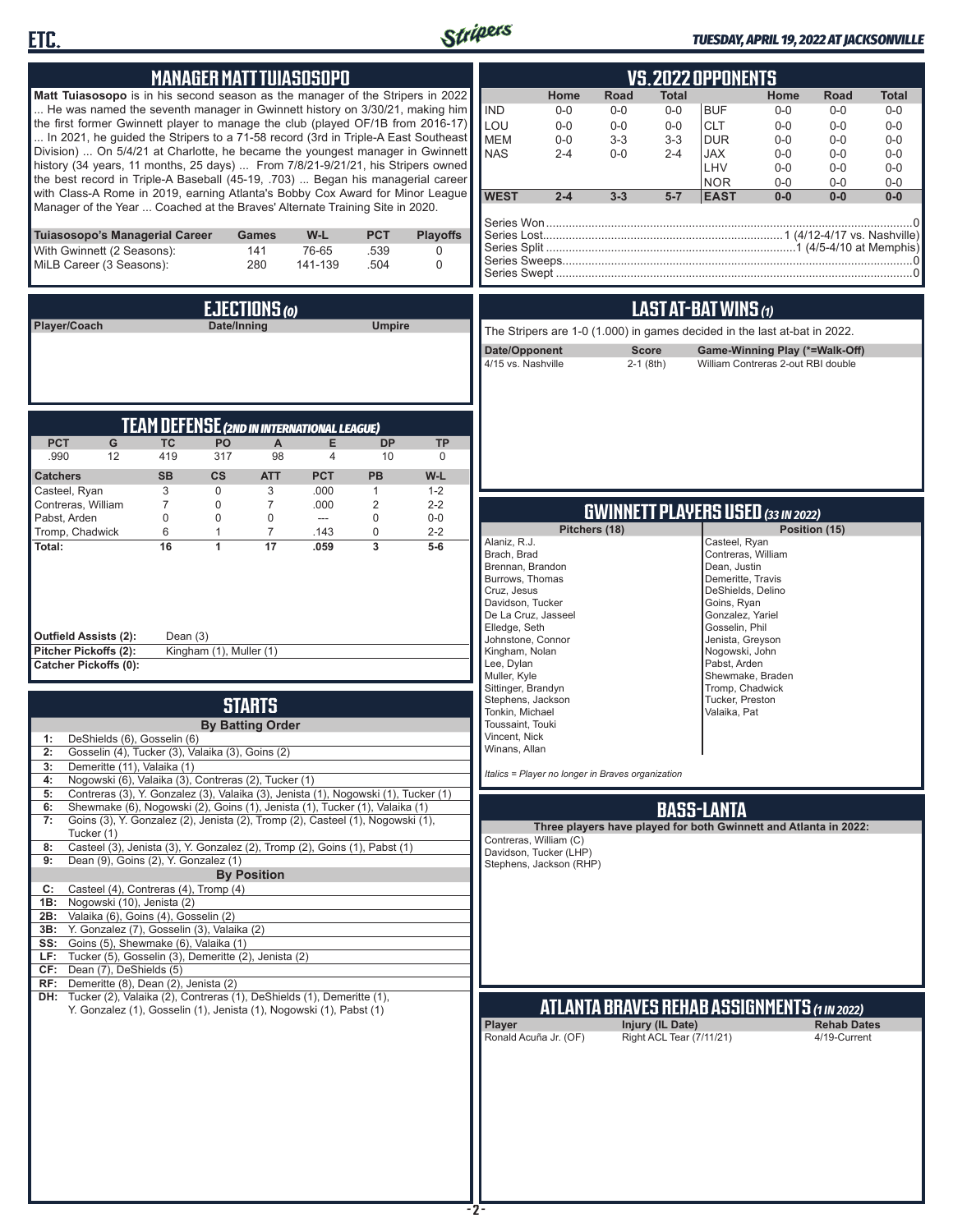## MANAGER MATT TUIASOSOPO

**Matt Tuiasosopo** is in his second season as the manager of the Stripers in 2022 ... He was named the seventh manager in Gwinnett history on 3/30/21, making him the first former Gwinnett player to manage the club (played OF/1B from 2016-17) ... In 2021, he guided the Stripers to a 71-58 record (3rd in Triple-A East Southeast Division) ... On 5/4/21 at Charlotte, he became the youngest manager in Gwinnett history (34 years, 11 months, 25 days) ... From 7/8/21-9/21/21, his Stripers owned the best record in Triple-A Baseball (45-19, .703) ... Began his managerial career with Class-A Rome in 2019, earning Atlanta's Bobby Cox Award for Minor League Manager of the Year ... Coached at the Braves' Alternate Training Site in 2020.

| Tuiasosopo's Managerial Career | Games | W-L | PCT | Playoffs |
|---|---|---|---|---|
| With Gwinnett (2 Seasons): | 141 | 76-65 | .539 | 0 |
| MiLB Career (3 Seasons): | 280 | 141-139 | .504 | 0 |

## EJECTIONS (0)

| Player/Coach | Date/Inning | Umpire |
|---|---|---|

## TEAM DEFENSE (2ND IN INTERNATIONAL LEAGUE)

| PCT | G | TC | PO | A | E | DP | TP |
|---|---|---|---|---|---|---|---|
| .990 | 12 | 419 | 317 | 98 | 4 | 10 | 0 |

| Catchers | SB | CS | ATT | PCT | PB | W-L |
|---|---|---|---|---|---|---|
| Casteel, Ryan | 3 | 0 | 3 | .000 | 1 | 1-2 |
| Contreras, William | 7 | 0 | 7 | .000 | 2 | 2-2 |
| Pabst, Arden | 0 | 0 | 0 | --- | 0 | 0-0 |
| Tromp, Chadwick | 6 | 1 | 7 | .143 | 0 | 2-2 |
| **Total:** | **16** | **1** | **17** | **.059** | **3** | **5-6** |

**Outfield Assists (2):** Dean (3)
**Pitcher Pickoffs (2):** Kingham (1), Muller (1)
**Catcher Pickoffs (0):**

## STARTS

**By Batting Order**

| | |
|---|---|
| 1: | DeShields (6), Gosselin (6) |
| 2: | Gosselin (4), Tucker (3), Valaika (3), Goins (2) |
| 3: | Demeritte (11), Valaika (1) |
| 4: | Nogowski (6), Valaika (3), Contreras (2), Tucker (1) |
| 5: | Contreras (3), Y. Gonzalez (3), Valaika (3), Jenista (1), Nogowski (1), Tucker (1) |
| 6: | Shewmake (6), Nogowski (2), Goins (1), Jenista (1), Tucker (1), Valaika (1) |
| 7: | Goins (3), Y. Gonzalez (2), Jenista (2), Tromp (2), Casteel (1), Nogowski (1), Tucker (1) |
| 8: | Casteel (3), Jenista (3), Y. Gonzalez (2), Tromp (2), Goins (1), Pabst (1) |
| 9: | Dean (9), Goins (2), Y. Gonzalez (1) |

**By Position**

| | |
|---|---|
| C: | Casteel (4), Contreras (4), Tromp (4) |
| 1B: | Nogowski (10), Jenista (2) |
| 2B: | Valaika (6), Goins (4), Gosselin (2) |
| 3B: | Y. Gonzalez (7), Gosselin (3), Valaika (2) |
| SS: | Goins (5), Shewmake (6), Valaika (1) |
| LF: | Tucker (5), Gosselin (3), Demeritte (2), Jenista (2) |
| CF: | Dean (7), DeShields (5) |
| RF: | Demeritte (8), Dean (2), Jenista (2) |
| DH: | Tucker (2), Valaika (2), Contreras (1), DeShields (1), Demeritte (1), Y. Gonzalez (1), Gosselin (1), Jenista (1), Nogowski (1), Pabst (1) |

## VS. 2022 OPPONENTS

| | Home | Road | Total | | Home | Road | Total |
|---|---|---|---|---|---|---|---|
| IND | 0-0 | 0-0 | 0-0 | BUF | 0-0 | 0-0 | 0-0 |
| LOU | 0-0 | 0-0 | 0-0 | CLT | 0-0 | 0-0 | 0-0 |
| MEM | 0-0 | 3-3 | 3-3 | DUR | 0-0 | 0-0 | 0-0 |
| NAS | 2-4 | 0-0 | 2-4 | JAX | 0-0 | 0-0 | 0-0 |
| | | | | LHV | 0-0 | 0-0 | 0-0 |
| | | | | NOR | 0-0 | 0-0 | 0-0 |
| **WEST** | **2-4** | **3-3** | **5-7** | **EAST** | **0-0** | **0-0** | **0-0** |

Series Won: 0
Series Lost: 1 (4/12-4/17 vs. Nashville)
Series Split: 1 (4/5-4/10 at Memphis)
Series Sweeps: 0
Series Swept: 0

## LAST AT-BAT WINS (1)

The Stripers are 1-0 (1.000) in games decided in the last at-bat in 2022.

| Date/Opponent | Score | Game-Winning Play (*=Walk-Off) |
|---|---|---|
| 4/15 vs. Nashville | 2-1 (8th) | William Contreras 2-out RBI double |

## GWINNETT PLAYERS USED (33 IN 2022)

| Pitchers (18) | Position (15) |
|---|---|
| Alaniz, R.J. | Casteel, Ryan |
| Brach, Brad | Contreras, William |
| Brennan, Brandon | Dean, Justin |
| Burrows, Thomas | Demeritte, Travis |
| Cruz, Jesus | DeShields, Delino |
| Davidson, Tucker | Goins, Ryan |
| De La Cruz, Jasseel | Gonzalez, Yariel |
| Elledge, Seth | Gosselin, Phil |
| Johnstone, Connor | Jenista, Greyson |
| Kingham, Nolan | Nogowski, John |
| Lee, Dylan | Pabst, Arden |
| Muller, Kyle | Shewmake, Braden |
| Sittinger, Brandyn | Tromp, Chadwick |
| Stephens, Jackson | Tucker, Preston |
| Tonkin, Michael | Valaika, Pat |
| Toussaint, Touki | |
| Vincent, Nick | |
| Winans, Allan | |

*Italics = Player no longer in Braves organization*

## BASS-LANTA

**Three players have played for both Gwinnett and Atlanta in 2022:**

Contreras, William (C)
Davidson, Tucker (LHP)
Stephens, Jackson (RHP)

## ATLANTA BRAVES REHAB ASSIGNMENTS (1 IN 2022)

| Player | Injury (IL Date) | Rehab Dates |
|---|---|---|
| Ronald Acuña Jr. (OF) | Right ACL Tear (7/11/21) | 4/19-Current |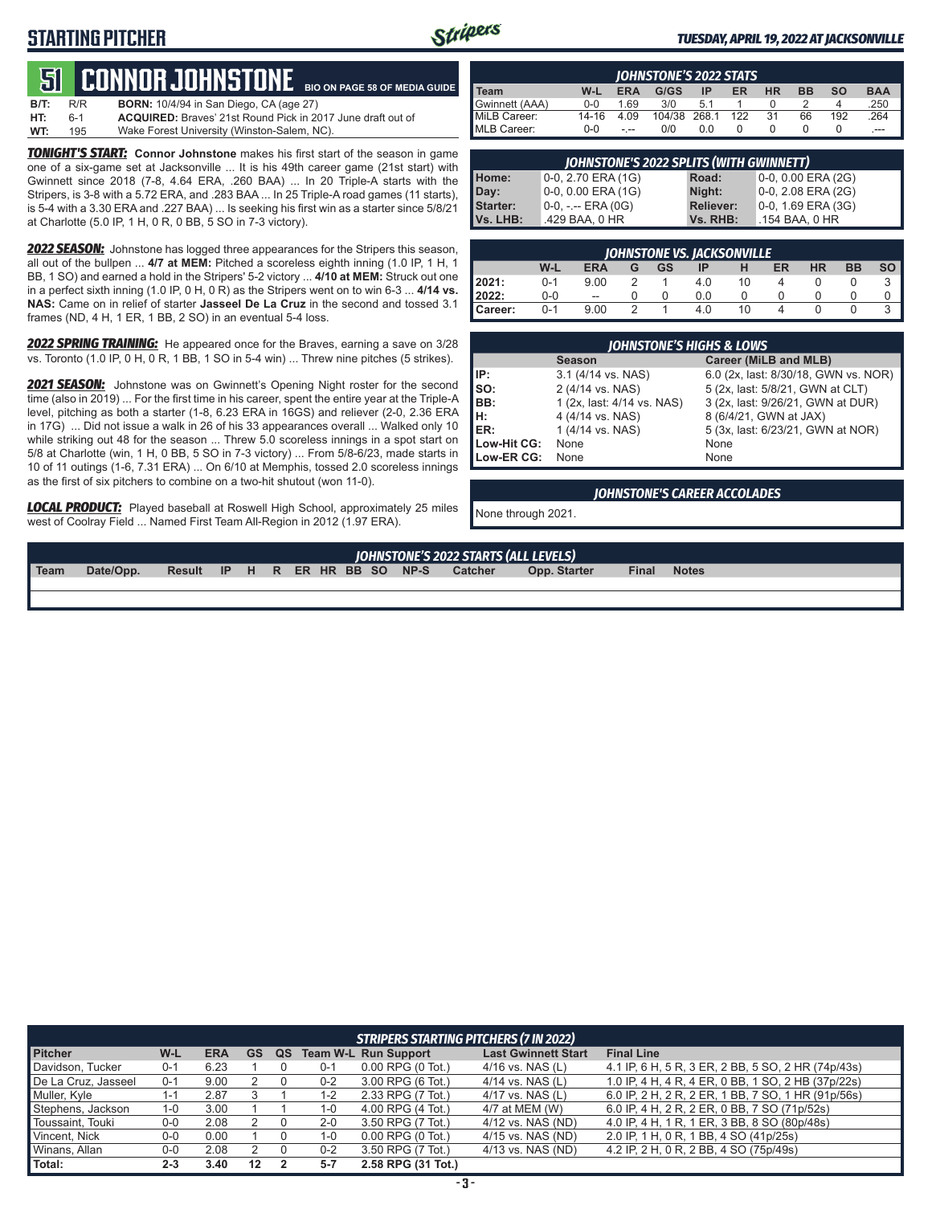# STARTING PITCHER

*TUESDAY, APRIL 19, 2022 AT JACKSONVILLE*

## 51 CONNOR JOHNSTONE

BIO ON PAGE 58 OF MEDIA GUIDE

| | |
|---|---|
| **B/T:** R/R | **BORN:** 10/4/94 in San Diego, CA (age 27) |
| **HT:** 6-1 | **ACQUIRED:** Braves' 21st Round Pick in 2017 June draft out of |
| **WT:** 195 | Wake Forest University (Winston-Salem, NC). |

***TONIGHT'S START:*** **Connor Johnstone** makes his first start of the season in game one of a six-game set at Jacksonville ... It is his 49th career game (21st start) with Gwinnett since 2018 (7-8, 4.64 ERA, .260 BAA) ... In 20 Triple-A starts with the Stripers, is 3-8 with a 5.72 ERA, and .283 BAA ... In 25 Triple-A road games (11 starts), is 5-4 with a 3.30 ERA and .227 BAA) ... Is seeking his first win as a starter since 5/8/21 at Charlotte (5.0 IP, 1 H, 0 R, 0 BB, 5 SO in 7-3 victory).

***2022 SEASON:*** Johnstone has logged three appearances for the Stripers this season, all out of the bullpen ... **4/7 at MEM:** Pitched a scoreless eighth inning (1.0 IP, 1 H, 1 BB, 1 SO) and earned a hold in the Stripers' 5-2 victory ... **4/10 at MEM:** Struck out one in a perfect sixth inning (1.0 IP, 0 H, 0 R) as the Stripers went on to win 6-3 ... **4/14 vs. NAS:** Came on in relief of starter **Jasseel De La Cruz** in the second and tossed 3.1 frames (ND, 4 H, 1 ER, 1 BB, 2 SO) in an eventual 5-4 loss.

***2022 SPRING TRAINING:*** He appeared once for the Braves, earning a save on 3/28 vs. Toronto (1.0 IP, 0 H, 0 R, 1 BB, 1 SO in 5-4 win) ... Threw nine pitches (5 strikes).

***2021 SEASON:*** Johnstone was on Gwinnett's Opening Night roster for the second time (also in 2019) ... For the first time in his career, spent the entire year at the Triple-A level, pitching as both a starter (1-8, 6.23 ERA in 16GS) and reliever (2-0, 2.36 ERA in 17G) ... Did not issue a walk in 26 of his 33 appearances overall ... Walked only 10 while striking out 48 for the season ... Threw 5.0 scoreless innings in a spot start on 5/8 at Charlotte (win, 1 H, 0 BB, 5 SO in 7-3 victory) ... From 5/8-6/23, made starts in 10 of 11 outings (1-6, 7.31 ERA) ... On 6/10 at Memphis, tossed 2.0 scoreless innings as the first of six pitchers to combine on a two-hit shutout (won 11-0).

***LOCAL PRODUCT:*** Played baseball at Roswell High School, approximately 25 miles west of Coolray Field ... Named First Team All-Region in 2012 (1.97 ERA).

### JOHNSTONE'S 2022 STATS

| Team | W-L | ERA | G/GS | IP | ER | HR | BB | SO | BAA |
|---|---|---|---|---|---|---|---|---|---|
| Gwinnett (AAA) | 0-0 | 1.69 | 3/0 | 5.1 | 1 | 0 | 2 | 4 | .250 |
| MiLB Career: | 14-16 | 4.09 | 104/38 | 268.1 | 122 | 31 | 66 | 192 | .264 |
| MLB Career: | 0-0 | -.-- | 0/0 | 0.0 | 0 | 0 | 0 | 0 | .--- |

### JOHNSTONE'S 2022 SPLITS (WITH GWINNETT)

| | | | |
|---|---|---|---|
| **Home:** | 0-0, 2.70 ERA (1G) | **Road:** | 0-0, 0.00 ERA (2G) |
| **Day:** | 0-0, 0.00 ERA (1G) | **Night:** | 0-0, 2.08 ERA (2G) |
| **Starter:** | 0-0, -.-- ERA (0G) | **Reliever:** | 0-0, 1.69 ERA (3G) |
| **Vs. LHB:** | .429 BAA, 0 HR | **Vs. RHB:** | .154 BAA, 0 HR |

### JOHNSTONE VS. JACKSONVILLE

| | W-L | ERA | G | GS | IP | H | ER | HR | BB | SO |
|---|---|---|---|---|---|---|---|---|---|---|
| **2021:** | 0-1 | 9.00 | 2 | 1 | 4.0 | 10 | 4 | 0 | 0 | 3 |
| **2022:** | 0-0 | -- | 0 | 0 | 0.0 | 0 | 0 | 0 | 0 | 0 |
| **Career:** | 0-1 | 9.00 | 2 | 1 | 4.0 | 10 | 4 | 0 | 0 | 3 |

### JOHNSTONE'S HIGHS & LOWS

| | Season | Career (MiLB and MLB) |
|---|---|---|
| **IP:** | 3.1 (4/14 vs. NAS) | 6.0 (2x, last: 8/30/18, GWN vs. NOR) |
| **SO:** | 2 (4/14 vs. NAS) | 5 (2x, last: 5/8/21, GWN at CLT) |
| **BB:** | 1 (2x, last: 4/14 vs. NAS) | 3 (2x, last: 9/26/21, GWN at DUR) |
| **H:** | 4 (4/14 vs. NAS) | 8 (6/4/21, GWN at JAX) |
| **ER:** | 1 (4/14 vs. NAS) | 5 (3x, last: 6/23/21, GWN at NOR) |
| **Low-Hit CG:** | None | None |
| **Low-ER CG:** | None | None |

### JOHNSTONE'S CAREER ACCOLADES

None through 2021.

### JOHNSTONE'S 2022 STARTS (ALL LEVELS)

| Team | Date/Opp. | Result | IP | H | R | ER | HR | BB | SO | NP-S | Catcher | Opp. Starter | Final | Notes |
|---|---|---|---|---|---|---|---|---|---|---|---|---|---|---|
| | | | | | | | | | | | | | | |

### STRIPERS STARTING PITCHERS (7 IN 2022)

| Pitcher | W-L | ERA | GS | QS | Team W-L | Run Support | Last Gwinnett Start | Final Line |
|---|---|---|---|---|---|---|---|---|
| Davidson, Tucker | 0-1 | 6.23 | 1 | 0 | 0-1 | 0.00 RPG (0 Tot.) | 4/16 vs. NAS (L) | 4.1 IP, 6 H, 5 R, 3 ER, 2 BB, 5 SO, 2 HR (74p/43s) |
| De La Cruz, Jasseel | 0-1 | 9.00 | 2 | 0 | 0-2 | 3.00 RPG (6 Tot.) | 4/14 vs. NAS (L) | 1.0 IP, 4 H, 4 R, 4 ER, 0 BB, 1 SO, 2 HB (37p/22s) |
| Muller, Kyle | 1-1 | 2.87 | 3 | 1 | 1-2 | 2.33 RPG (7 Tot.) | 4/17 vs. NAS (L) | 6.0 IP, 2 H, 2 R, 2 ER, 1 BB, 7 SO, 1 HR (91p/56s) |
| Stephens, Jackson | 1-0 | 3.00 | 1 | 1 | 1-0 | 4.00 RPG (4 Tot.) | 4/7 at MEM (W) | 6.0 IP, 4 H, 2 R, 2 ER, 0 BB, 7 SO (71p/52s) |
| Toussaint, Touki | 0-0 | 2.08 | 2 | 0 | 2-0 | 3.50 RPG (7 Tot.) | 4/12 vs. NAS (ND) | 4.0 IP, 4 H, 1 R, 1 ER, 3 BB, 8 SO (80p/48s) |
| Vincent, Nick | 0-0 | 0.00 | 1 | 0 | 1-0 | 0.00 RPG (0 Tot.) | 4/15 vs. NAS (ND) | 2.0 IP, 1 H, 0 R, 1 BB, 4 SO (41p/25s) |
| Winans, Allan | 0-0 | 2.08 | 2 | 0 | 0-2 | 3.50 RPG (7 Tot.) | 4/13 vs. NAS (ND) | 4.2 IP, 2 H, 0 R, 2 BB, 4 SO (75p/49s) |
| **Total:** | **2-3** | **3.40** | **12** | **2** | **5-7** | **2.58 RPG (31 Tot.)** | | |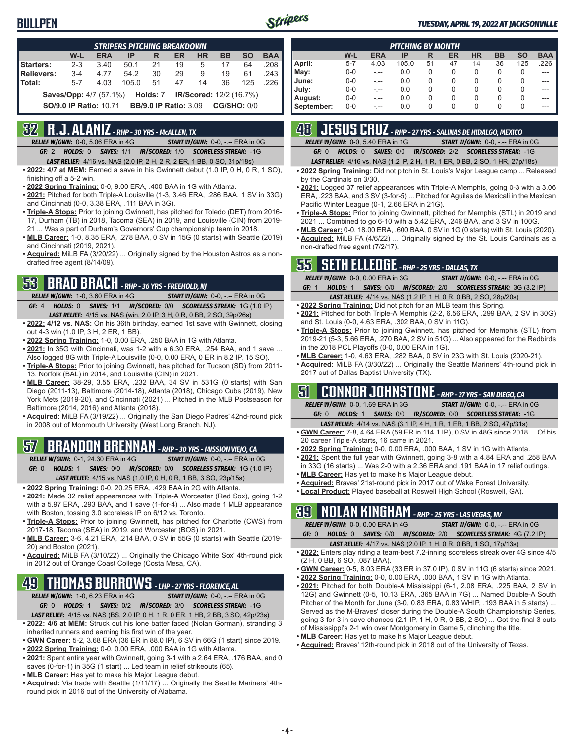## BULLPEN

**TUESDAY, APRIL 19, 2022 AT JACKSONVILLE**

### STRIPERS PITCHING BREAKDOWN

| | W-L | ERA | IP | R | ER | HR | BB | SO | BAA |
|---|---|---|---|---|---|---|---|---|---|
| Starters: | 2-3 | 3.40 | 50.1 | 21 | 19 | 5 | 17 | 64 | .208 |
| Relievers: | 3-4 | 4.77 | 54.2 | 30 | 29 | 9 | 19 | 61 | .243 |
| Total: | 5-7 | 4.03 | 105.0 | 51 | 47 | 14 | 36 | 125 | .226 |

**Saves/Opp:** 4/7 (57.1%) **Holds:** 7 **IR/Scored:** 12/2 (16.7%)
**SO/9.0 IP Ratio:** 10.71 **BB/9.0 IP Ratio:** 3.09 **CG/SHO:** 0/0

### PITCHING BY MONTH

| | W-L | ERA | IP | R | ER | HR | BB | SO | BAA |
|---|---|---|---|---|---|---|---|---|---|
| April: | 5-7 | 4.03 | 105.0 | 51 | 47 | 14 | 36 | 125 | .226 |
| May: | 0-0 | -.-- | 0.0 | 0 | 0 | 0 | 0 | 0 | --- |
| June: | 0-0 | -.-- | 0.0 | 0 | 0 | 0 | 0 | 0 | --- |
| July: | 0-0 | -.-- | 0.0 | 0 | 0 | 0 | 0 | 0 | --- |
| August: | 0-0 | -.-- | 0.0 | 0 | 0 | 0 | 0 | 0 | --- |
| September: | 0-0 | -.-- | 0.0 | 0 | 0 | 0 | 0 | 0 | --- |

## 32 R.J. ALANIZ - RHP - 30 YRS - McALLEN, TX

*RELIEF W/GWN:* 0-0, 5.06 ERA in 4G *START W/GWN:* 0-0, -.-- ERA in 0G
*GF:* 2 *HOLDS:* 0 *SAVES:* 1/1 *IR/SCORED:* 1/0 *SCORELESS STREAK:* -1G
*LAST RELIEF:* 4/16 vs. NAS (2.0 IP, 2 H, 2 R, 2 ER, 1 BB, 0 SO, 31p/18s)

- **2022: 4/7 at MEM:** Earned a save in his Gwinnett debut (1.0 IP, 0 H, 0 R, 1 SO), finishing off a 5-2 win.
- **2022 Spring Training:** 0-0, 9.00 ERA, .400 BAA in 1G with Atlanta.
- **2021:** Pitched for both Triple-A Louisville (1-3, 3.46 ERA, .286 BAA, 1 SV in 33G) and Cincinnati (0-0, 3.38 ERA, .111 BAA in 3G).
- **Triple-A Stops:** Prior to joining Gwinnett, has pitched for Toledo (DET) from 2016-17, Durham (TB) in 2018, Tacoma (SEA) in 2019, and Louisville (CIN) from 2019-21 ... Was a part of Durham's Governors' Cup championship team in 2018.
- **MLB Career:** 1-0, 8.35 ERA, .278 BAA, 0 SV in 15G (0 starts) with Seattle (2019) and Cincinnati (2019, 2021).
- **Acquired:** MiLB FA (3/20/22) ... Originally signed by the Houston Astros as a non-drafted free agent (8/14/09).

## 53 BRAD BRACH - RHP - 36 YRS - FREEHOLD, NJ

*RELIEF W/GWN:* 1-0, 3.60 ERA in 4G *START W/GWN:* 0-0, -.-- ERA in 0G
*GF:* 4 *HOLDS:* 0 *SAVES:* 1/1 *IR/SCORED:* 0/0 *SCORELESS STREAK:* 1G (1.0 IP)
*LAST RELIEF:* 4/15 vs. NAS (win, 2.0 IP, 3 H, 0 R, 0 BB, 2 SO, 39p/26s)

- **2022: 4/12 vs. NAS:** On his 36th birthday, earned 1st save with Gwinnett, closing out 4-3 win (1.0 IP, 3 H, 2 ER, 1 BB).
- **2022 Spring Training:** 1-0, 0.00 ERA, .250 BAA in 1G with Atlanta.
- **2021:** In 35G with Cincinnati, was 1-2 with a 6.30 ERA, .254 BAA, and 1 save ... Also logged 8G with Triple-A Louisville (0-0, 0.00 ERA, 0 ER in 8.2 IP, 15 SO).
- **Triple-A Stops:** Prior to joining Gwinnett, has pitched for Tucson (SD) from 2011-13, Norfolk (BAL) in 2014, and Louisville (CIN) in 2021.
- **MLB Career:** 38-29, 3.55 ERA, .232 BAA, 34 SV in 531G (0 starts) with San Diego (2011-13), Baltimore (2014-18), Atlanta (2018), Chicago Cubs (2019), New York Mets (2019-20), and Cincinnati (2021) ... Pitched in the MLB Postseason for Baltimore (2014, 2016) and Atlanta (2018).
- **Acquired:** MiLB FA (3/19/22) ... Originally the San Diego Padres' 42nd-round pick in 2008 out of Monmouth University (West Long Branch, NJ).

## 57 BRANDON BRENNAN - RHP - 30 YRS - MISSION VIEJO, CA

*RELIEF W/GWN:* 0-1, 24.30 ERA in 4G *START W/GWN:* 0-0, -.-- ERA in 0G
*GF:* 0 *HOLDS:* 1 *SAVES:* 0/0 *IR/SCORED:* 0/0 *SCORELESS STREAK:* 1G (1.0 IP)
*LAST RELIEF:* 4/15 vs. NAS (1.0 IP, 0 H, 0 R, 1 BB, 3 SO, 23p/15s)

- **2022 Spring Training:** 0-0, 20.25 ERA, .429 BAA in 2G with Atlanta.
- **2021:** Made 32 relief appearances with Triple-A Worcester (Red Sox), going 1-2 with a 5.97 ERA, .293 BAA, and 1 save (1-for-4) ... Also made 1 MLB appearance with Boston, tossing 3.0 scoreless IP on 6/12 vs. Toronto.
- **Triple-A Stops:** Prior to joining Gwinnett, has pitched for Charlotte (CWS) from 2017-18, Tacoma (SEA) in 2019, and Worcester (BOS) in 2021.
- **MLB Career:** 3-6, 4.21 ERA, .214 BAA, 0 SV in 55G (0 starts) with Seattle (2019-20) and Boston (2021).
- **Acquired:** MiLB FA (3/10/22) ... Originally the Chicago White Sox' 4th-round pick in 2012 out of Orange Coast College (Costa Mesa, CA).

## 49 THOMAS BURROWS - LHP - 27 YRS - FLORENCE, AL

*RELIEF W/GWN:* 1-0, 6.23 ERA in 4G *START W/GWN:* 0-0, -.-- ERA in 0G
*GF:* 0 *HOLDS:* 1 *SAVES:* 0/2 *IR/SCORED:* 3/0 *SCORELESS STREAK:* -1G
*LAST RELIEF:* 4/15 vs. NAS (BS, 2.0 IP, 0 H, 1 R, 0 ER, 1 HB, 2 BB, 3 SO, 42p/23s)

- **2022: 4/6 at MEM:** Struck out his lone batter faced (Nolan Gorman), stranding 3 inherited runners and earning his first win of the year.
- **GWN Career:** 5-2, 3.68 ERA (36 ER in 88.0 IP), 6 SV in 66G (1 start) since 2019.
- **2022 Spring Training:** 0-0, 0.00 ERA, .000 BAA in 1G with Atlanta.
- **2021:** Spent entire year with Gwinnett, going 3-1 with a 2.64 ERA, .176 BAA, and 0 saves (0-for-1) in 35G (1 start) ... Led team in relief strikeouts (65).
- **MLB Career:** Has yet to make his Major League debut.
- **Acquired:** Via trade with Seattle (1/11/17) ... Originally the Seattle Mariners' 4th-round pick in 2016 out of the University of Alabama.

## 48 JESUS CRUZ - RHP - 27 YRS - SALINAS DE HIDALGO, MEXICO

*RELIEF W/GWN:* 0-0, 5.40 ERA in 1G *START W/GWN:* 0-0, -.-- ERA in 0G
*GF:* 0 *HOLDS:* 0 *SAVES:* 0/0 *IR/SCORED:* 2/2 *SCORELESS STREAK:* -1G
*LAST RELIEF:* 4/16 vs. NAS (1.2 IP, 2 H, 1 R, 1 ER, 0 BB, 2 SO, 1 HR, 27p/18s)

- **2022 Spring Training:** Did not pitch in St. Louis's Major League camp ... Released by the Cardinals on 3/30.
- **2021:** Logged 37 relief appearances with Triple-A Memphis, going 0-3 with a 3.06 ERA, .223 BAA, and 3 SV (3-for-5) ... Pitched for Aguilas de Mexicali in the Mexican Pacific Winter League (0-1, 2.66 ERA in 21G).
- **Triple-A Stops:** Prior to joining Gwinnett, pitched for Memphis (STL) in 2019 and 2021 ... Combined to go 6-10 with a 5.42 ERA, .246 BAA, and 3 SV in 100G.
- **MLB Career:** 0-0, 18.00 ERA, .600 BAA, 0 SV in 1G (0 starts) with St. Louis (2020).
- **Acquired:** MiLB FA (4/6/22) ... Originally signed by the St. Louis Cardinals as a non-drafted free agent (7/2/17).

## 55 SETH ELLEDGE - RHP - 25 YRS - DALLAS, TX

*RELIEF W/GWN:* 0-0, 0.00 ERA in 3G *START W/GWN:* 0-0, -.-- ERA in 0G
*GF:* 1 *HOLDS:* 1 *SAVES:* 0/0 *IR/SCORED:* 2/0 *SCORELESS STREAK:* 3G (3.2 IP)
*LAST RELIEF:* 4/14 vs. NAS (1.2 IP, 1 H, 0 R, 0 BB, 2 SO, 28p/20s)

- **2022 Spring Training:** Did not pitch for an MLB team this Spring.
- **2021:** Pitched for both Triple-A Memphis (2-2, 6.56 ERA, .299 BAA, 2 SV in 30G) and St. Louis (0-0, 4.63 ERA, .302 BAA, 0 SV in 11G).
- **Triple-A Stops:** Prior to joining Gwinnett, has pitched for Memphis (STL) from 2019-21 (5-3, 5.66 ERA, .270 BAA, 2 SV in 51G) ... Also appeared for the Redbirds in the 2018 PCL Playoffs (0-0, 0.00 ERA in 1G).
- **MLB Career:** 1-0, 4.63 ERA, .282 BAA, 0 SV in 23G with St. Louis (2020-21).
- **Acquired:** MiLB FA (3/30/22) ... Originally the Seattle Mariners' 4th-round pick in 2017 out of Dallas Baptist University (TX).

## 51 CONNOR JOHNSTONE - RHP - 27 YRS - SAN DIEGO, CA

*RELIEF W/GWN:* 0-0, 1.69 ERA in 3G *START W/GWN:* 0-0, -.-- ERA in 0G
*GF:* 0 *HOLDS:* 1 *SAVES:* 0/0 *IR/SCORED:* 0/0 *SCORELESS STREAK:* -1G
*LAST RELIEF:* 4/14 vs. NAS (3.1 IP, 4 H, 1 R, 1 ER, 1 BB, 2 SO, 47p/31s)

- **GWN Career:** 7-8, 4.64 ERA (59 ER in 114.1 IP), 0 SV in 48G since 2018 ... Of his 20 career Triple-A starts, 16 came in 2021.
- **2022 Spring Training:** 0-0, 0.00 ERA, .000 BAA, 1 SV in 1G with Atlanta.
- **2021:** Spent the full year with Gwinnett, going 3-8 with a 4.84 ERA and .258 BAA in 33G (16 starts) ... Was 2-0 with a 2.36 ERA and .191 BAA in 17 relief outings.
- **MLB Career:** Has yet to make his Major League debut.
- **Acquired:** Braves' 21st-round pick in 2017 out of Wake Forest University.
- **Local Product:** Played baseball at Roswell High School (Roswell, GA).

## 39 NOLAN KINGHAM - RHP - 25 YRS - LAS VEGAS, NV

*RELIEF W/GWN:* 0-0, 0.00 ERA in 4G *START W/GWN:* 0-0, -.-- ERA in 0G
*GF:* 0 *HOLDS:* 0 *SAVES:* 0/0 *IR/SCORED:* 2/0 *SCORELESS STREAK:* 4G (7.2 IP)
*LAST RELIEF:* 4/17 vs. NAS (2.0 IP, 1 H, 0 R, 0 BB, 1 SO, 17p/13s)

- **2022:** Enters play riding a team-best 7.2-inning scoreless streak over 4G since 4/5 (2 H, 0 BB, 6 SO, .087 BAA).
- **GWN Career:** 0-5, 8.03 ERA (33 ER in 37.0 IP), 0 SV in 11G (6 starts) since 2021.
- **2022 Spring Training:** 0-0, 0.00 ERA, .000 BAA, 1 SV in 1G with Atlanta.
- **2021:** Pitched for both Double-A Mississippi (6-1, 2.08 ERA, .225 BAA, 2 SV in 12G) and Gwinnett (0-5, 10.13 ERA, .365 BAA in 7G) ... Named Double-A South Pitcher of the Month for June (3-0, 0.83 ERA, 0.83 WHIP, .193 BAA in 5 starts) ... Served as the M-Braves' closer during the Double-A South Championship Series, going 3-for-3 in save chances (2.1 IP, 1 H, 0 R, 0 BB, 2 SO) ... Got the final 3 outs of Mississippi's 2-1 win over Montgomery in Game 5, clinching the title.
- **MLB Career:** Has yet to make his Major League debut.
- **Acquired:** Braves' 12th-round pick in 2018 out of the University of Texas.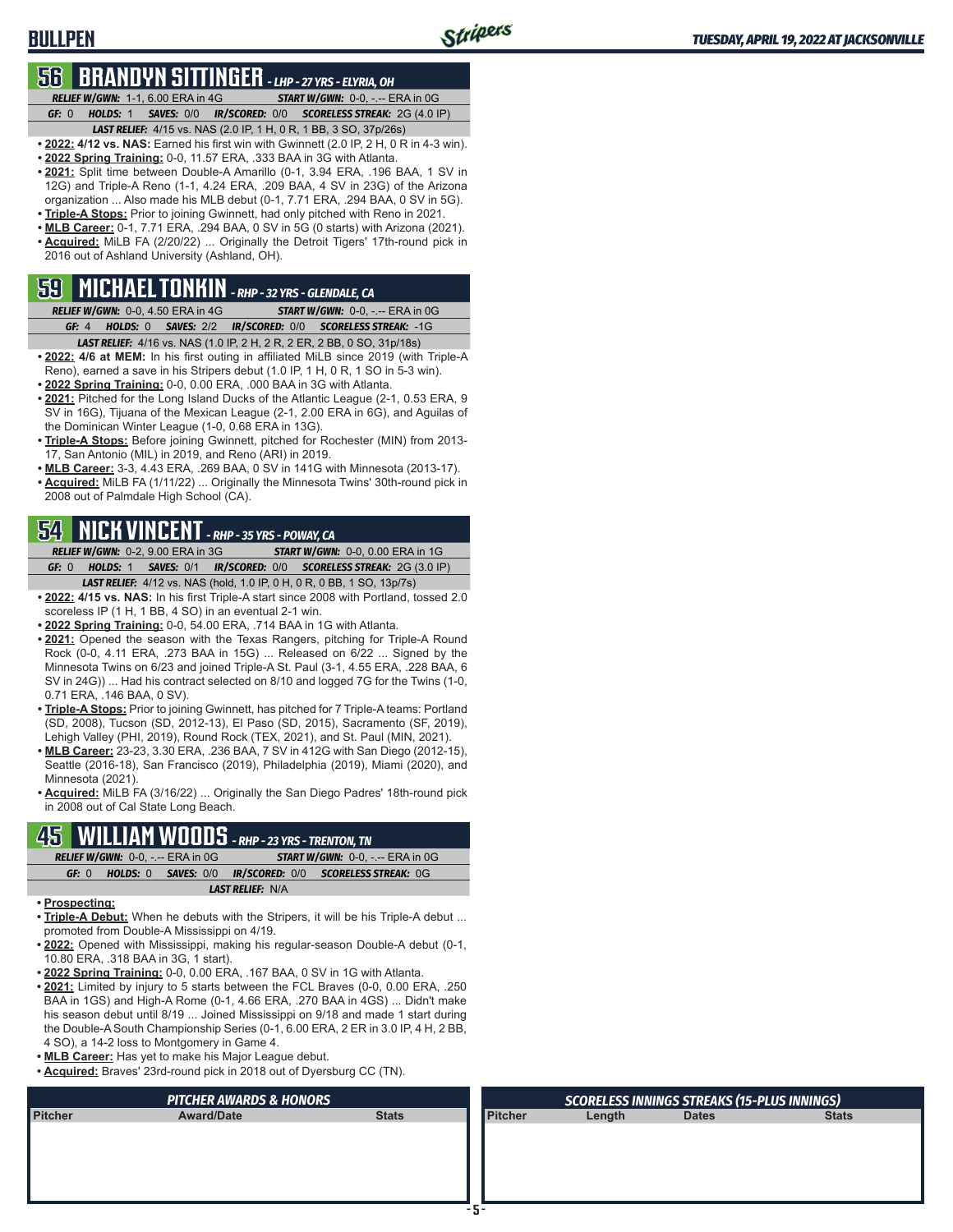## BULLPEN

## 56 BRANDYN SITTINGER - LHP - 27 YRS - ELYRIA, OH

**RELIEF W/GWN:** 1-1, 6.00 ERA in 4G **START W/GWN:** 0-0, -.-- ERA in 0G
**GF:** 0 **HOLDS:** 1 **SAVES:** 0/0 **IR/SCORED:** 0/0 **SCORELESS STREAK:** 2G (4.0 IP)
**LAST RELIEF:** 4/15 vs. NAS (2.0 IP, 1 H, 0 R, 1 BB, 3 SO, 37p/26s)

- **2022: 4/12 vs. NAS:** Earned his first win with Gwinnett (2.0 IP, 2 H, 0 R in 4-3 win).
- **2022 Spring Training:** 0-0, 11.57 ERA, .333 BAA in 3G with Atlanta.
- **2021:** Split time between Double-A Amarillo (0-1, 3.94 ERA, .196 BAA, 1 SV in 12G) and Triple-A Reno (1-1, 4.24 ERA, .209 BAA, 4 SV in 23G) of the Arizona organization ... Also made his MLB debut (0-1, 7.71 ERA, .294 BAA, 0 SV in 5G).
- **Triple-A Stops:** Prior to joining Gwinnett, had only pitched with Reno in 2021.
- **MLB Career:** 0-1, 7.71 ERA, .294 BAA, 0 SV in 5G (0 starts) with Arizona (2021).
- **Acquired:** MiLB FA (2/20/22) ... Originally the Detroit Tigers' 17th-round pick in 2016 out of Ashland University (Ashland, OH).

## 59 MICHAEL TONKIN - RHP - 32 YRS - GLENDALE, CA

**RELIEF W/GWN:** 0-0, 4.50 ERA in 4G **START W/GWN:** 0-0, -.-- ERA in 0G
**GF:** 4 **HOLDS:** 0 **SAVES:** 2/2 **IR/SCORED:** 0/0 **SCORELESS STREAK:** -1G
**LAST RELIEF:** 4/16 vs. NAS (1.0 IP, 2 H, 2 R, 2 ER, 2 BB, 0 SO, 31p/18s)

- **2022: 4/6 at MEM:** In his first outing in affiliated MiLB since 2019 (with Triple-A Reno), earned a save in his Stripers debut (1.0 IP, 1 H, 0 R, 1 SO in 5-3 win).
- **2022 Spring Training:** 0-0, 0.00 ERA, .000 BAA in 3G with Atlanta.
- **2021:** Pitched for the Long Island Ducks of the Atlantic League (2-1, 0.53 ERA, 9 SV in 16G), Tijuana of the Mexican League (2-1, 2.00 ERA in 6G), and Aguilas of the Dominican Winter League (1-0, 0.68 ERA in 13G).
- **Triple-A Stops:** Before joining Gwinnett, pitched for Rochester (MIN) from 2013-17, San Antonio (MIL) in 2019, and Reno (ARI) in 2019.
- **MLB Career:** 3-3, 4.43 ERA, .269 BAA, 0 SV in 141G with Minnesota (2013-17).
- **Acquired:** MiLB FA (1/11/22) ... Originally the Minnesota Twins' 30th-round pick in 2008 out of Palmdale High School (CA).

## 54 NICK VINCENT - RHP - 35 YRS - POWAY, CA

**RELIEF W/GWN:** 0-2, 9.00 ERA in 3G **START W/GWN:** 0-0, 0.00 ERA in 1G
**GF:** 0 **HOLDS:** 1 **SAVES:** 0/1 **IR/SCORED:** 0/0 **SCORELESS STREAK:** 2G (3.0 IP)
**LAST RELIEF:** 4/12 vs. NAS (hold, 1.0 IP, 0 H, 0 R, 0 BB, 1 SO, 13p/7s)

- **2022: 4/15 vs. NAS:** In his first Triple-A start since 2008 with Portland, tossed 2.0 scoreless IP (1 H, 1 BB, 4 SO) in an eventual 2-1 win.
- **2022 Spring Training:** 0-0, 54.00 ERA, .714 BAA in 1G with Atlanta.
- **2021:** Opened the season with the Texas Rangers, pitching for Triple-A Round Rock (0-0, 4.11 ERA, .273 BAA in 15G) ... Released on 6/22 ... Signed by the Minnesota Twins on 6/23 and joined Triple-A St. Paul (3-1, 4.55 ERA, .228 BAA, 6 SV in 24G)) ... Had his contract selected on 8/10 and logged 7G for the Twins (1-0, 0.71 ERA, .146 BAA, 0 SV).
- **Triple-A Stops:** Prior to joining Gwinnett, has pitched for 7 Triple-A teams: Portland (SD, 2008), Tucson (SD, 2012-13), El Paso (SD, 2015), Sacramento (SF, 2019), Lehigh Valley (PHI, 2019), Round Rock (TEX, 2021), and St. Paul (MIN, 2021).
- **MLB Career:** 23-23, 3.30 ERA, .236 BAA, 7 SV in 412G with San Diego (2012-15), Seattle (2016-18), San Francisco (2019), Philadelphia (2019), Miami (2020), and Minnesota (2021).
- **Acquired:** MiLB FA (3/16/22) ... Originally the San Diego Padres' 18th-round pick in 2008 out of Cal State Long Beach.

## 45 WILLIAM WOODS - RHP - 23 YRS - TRENTON, TN

**RELIEF W/GWN:** 0-0, -.-- ERA in 0G **START W/GWN:** 0-0, -.-- ERA in 0G
**GF:** 0 **HOLDS:** 0 **SAVES:** 0/0 **IR/SCORED:** 0/0 **SCORELESS STREAK:** 0G
**LAST RELIEF:** N/A

- **Prospecting:**
- **Triple-A Debut:** When he debuts with the Stripers, it will be his Triple-A debut ... promoted from Double-A Mississippi on 4/19.
- **2022:** Opened with Mississippi, making his regular-season Double-A debut (0-1, 10.80 ERA, .318 BAA in 3G, 1 start).
- **2022 Spring Training:** 0-0, 0.00 ERA, .167 BAA, 0 SV in 1G with Atlanta.
- **2021:** Limited by injury to 5 starts between the FCL Braves (0-0, 0.00 ERA, .250 BAA in 1GS) and High-A Rome (0-1, 4.66 ERA, .270 BAA in 4GS) ... Didn't make his season debut until 8/19 ... Joined Mississippi on 9/18 and made 1 start during the Double-A South Championship Series (0-1, 6.00 ERA, 2 ER in 3.0 IP, 4 H, 2 BB, 4 SO), a 14-2 loss to Montgomery in Game 4.
- **MLB Career:** Has yet to make his Major League debut.
- **Acquired:** Braves' 23rd-round pick in 2018 out of Dyersburg CC (TN).

### PITCHER AWARDS & HONORS

| Pitcher | Award/Date | Stats |
|---|---|---|

### SCORELESS INNINGS STREAKS (15-PLUS INNINGS)

| Pitcher | Length | Dates | Stats |
|---|---|---|---|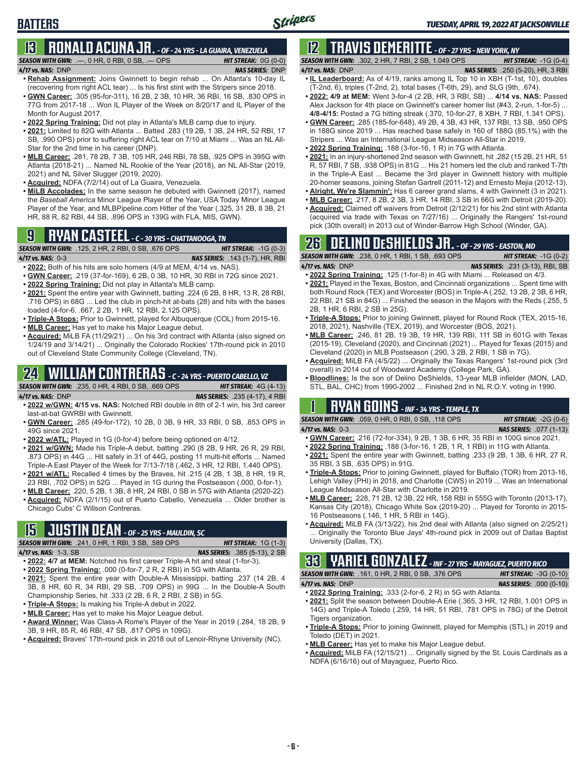## BATTERS

## 13 RONALD ACUNA JR. - OF - 24 YRS - LA GUAIRA, VENEZUELA

**SEASON WITH GWN:** .---, 0 HR, 0 RBI, 0 SB, .--- OPS | **HIT STREAK:** 0G (0-0)
**4/17 vs. NAS:** DNP | **NAS SERIES:** DNP

- **Rehab Assignment:** Joins Gwinnett to begin rehab ... On Atlanta's 10-day IL (recovering from right ACL tear) ... Is his first stint with the Stripers since 2018.
- **GWN Career:** .305 (95-for-311), 16 2B, 2 3B, 10 HR, 36 RBI, 16 SB, .830 OPS in 77G from 2017-18 ... Won IL Player of the Week on 8/20/17 and IL Player of the Month for August 2017.
- **2022 Spring Training:** Did not play in Atlanta's MLB camp due to injury.
- **2021:** Limited to 82G with Atlanta ... Batted .283 (19 2B, 1 3B, 24 HR, 52 RBI, 17 SB, .990 OPS) prior to suffering right ACL tear on 7/10 at Miami ... Was an NL All-Star for the 2nd time in his career (DNP).
- **MLB Career:** .281, 78 2B, 7 3B, 105 HR, 246 RBI, 78 SB, .925 OPS in 395G with Atlanta (2018-21) ... Named NL Rookie of the Year (2018), an NL All-Star (2019, 2021) and NL Silver Slugger (2019, 2020).
- **Acquired:** NDFA (7/2/14) out of La Guaira, Venezuela.
- **MiLB Accolades:** In the same season he debuted with Gwinnett (2017), named the *Baseball America* Minor League Player of the Year, USA Today Minor League Player of the Year, and MLBPipeline.com Hitter of the Year (.325, 31 2B, 8 3B, 21 HR, 88 R, 82 RBI, 44 SB, .896 OPS in 139G with FLA, MIS, GWN).

## 9 RYAN CASTEEL - C - 30 YRS - CHATTANOOGA, TN

**SEASON WITH GWN:** .125, 2 HR, 2 RBI, 0 SB, .676 OPS | **HIT STREAK:** -1G (0-3)
**4/17 vs. NAS:** 0-3 | **NAS SERIES:** .143 (1-7), HR, RBI

- **2022:** Both of his hits are solo homers (4/9 at MEM, 4/14 vs. NAS).
- **GWN Career:** .219 (37-for-169), 6 2B, 0 3B, 10 HR, 30 RBI in 72G since 2021.
- **2022 Spring Training:** Did not play in Atlanta's MLB camp.
- **2021:** Spent the entire year with Gwinnett, batting .224 (6 2B, 8 HR, 13 R, 28 RBI, .716 OPS) in 68G ... Led the club in pinch-hit at-bats (28) and hits with the bases loaded (4-for-6, .667, 2 2B, 1 HR, 12 RBI, 2.125 OPS).
- **Triple-A Stops:** Prior to Gwinnett, played for Albuquerque (COL) from 2015-16.
- **MLB Career:** Has yet to make his Major League debut.
- **Acquired:** MiLB FA (11/29/21) ... On his 3rd contract with Atlanta (also signed on 1/24/19 and 3/14/21) ... Originally the Colorado Rockies' 17th-round pick in 2010 out of Cleveland State Community College (Cleveland, TN).

## 24 WILLIAM CONTRERAS - C - 24 YRS - PUERTO CABELLO, VZ

**SEASON WITH GWN:** .235, 0 HR, 4 RBI, 0 SB, .669 OPS | **HIT STREAK:** 4G (4-13)
**4/17 vs. NAS:** DNP | **NAS SERIES:** .235 (4-17), 4 RBI

- **2022 w/GWN: 4/15 vs. NAS:** Notched RBI double in 8th of 2-1 win, his 3rd career last-at-bat GWRBI with Gwinnett.
- **GWN Career:** .285 (49-for-172), 10 2B, 0 3B, 9 HR, 33 RBI, 0 SB, .853 OPS in 49G since 2021.
- **2022 w/ATL:** Played in 1G (0-for-4) before being optioned on 4/12.
- **2021 w/GWN:** Made his Triple-A debut, batting .290 (8 2B, 9 HR, 26 R, 29 RBI, .873 OPS) in 44G ... Hit safely in 31 of 44G, posting 11 multi-hit efforts ... Named Triple-A East Player of the Week for 7/13-7/18 (.462, 3 HR, 12 RBI, 1.440 OPS).
- **2021 w/ATL:** Recalled 4 times by the Braves, hit .215 (4 2B, 1 3B, 8 HR, 19 R, 23 RBI, .702 OPS) in 52G ... Played in 1G during the Postseason (.000, 0-for-1).
- **MLB Career:** .220, 5 2B, 1 3B, 8 HR, 24 RBI, 0 SB in 57G with Atlanta (2020-22).
- **Acquired:** NDFA (2/1/15) out of Puerto Cabello, Venezuela ... Older brother is Chicago Cubs' C Willson Contreras.

## 15 JUSTIN DEAN - OF - 25 YRS - MAULDIN, SC

**SEASON WITH GWN:** .241, 0 HR, 1 RBI, 3 SB, .589 OPS | **HIT STREAK:** 1G (1-3)
**4/17 vs. NAS:** 1-3, SB | **NAS SERIES:** .385 (5-13), 2 SB

- **2022: 4/7 at MEM:** Notched his first career Triple-A hit and steal (1-for-3).
- **2022 Spring Training:** .000 (0-for-7, 2 R, 2 RBI) in 5G with Atlanta.
- **2021:** Spent the entire year with Double-A Mississippi, batting .237 (14 2B, 4 3B, 8 HR, 60 R, 34 RBI, 29 SB, .709 OPS) in 99G ... In the Double-A South Championship Series, hit .333 (2 2B, 6 R, 2 RBI, 2 SB) in 5G.
- **Triple-A Stops:** Is making his Triple-A debut in 2022.
- **MLB Career:** Has yet to make his Major League debut.
- **Award Winner:** Was Class-A Rome's Player of the Year in 2019 (.284, 18 2B, 9 3B, 9 HR, 85 R, 46 RBI, 47 SB, .817 OPS in 109G).
- **Acquired:** Braves' 17th-round pick in 2018 out of Lenoir-Rhyne University (NC).

## 12 TRAVIS DEMERITTE - OF - 27 YRS - NEW YORK, NY

**SEASON WITH GWN:** .302, 2 HR, 7 RBI, 2 SB, 1.049 OPS | **HIT STREAK:** -1G (0-4)
**4/17 vs. NAS:** DNP | **NAS SERIES:** .250 (5-20), HR, 3 RBI

- **IL Leaderboard:** As of 4/19, ranks among IL Top 10 in XBH (T-1st, 10), doubles (T-2nd, 6), triples (T-2nd, 2), total bases (T-6th, 29), and SLG (9th, .674).
- **2022: 4/9 at MEM:** Went 3-for-4 (2 2B, HR, 3 RBI, SB) ... **4/14 vs. NAS:** Passed Alex Jackson for 4th place on Gwinnett's career homer list (#43, 2-run, 1-for-5) ... **4/8-4/15:** Posted a 7G hitting streak (.370, 10-for-27, 8 XBH, 7 RBI, 1.341 OPS).
- **GWN Career:** .285 (185-for-648), 49 2B, 4 3B, 43 HR, 137 RBI, 13 SB, .950 OPS in 188G since 2019 ... Has reached base safely in 160 of 188G (85.1%) with the Stripers ... Was an International League Midseason All-Star in 2019.
- **2022 Spring Training:** .188 (3-for-16, 1 R) in 7G with Atlanta.
- **2021:** In an injury-shortened 2nd season with Gwinnett, hit .282 (15 2B, 21 HR, 51 R, 57 RBI, 7 SB, .938 OPS) in 81G ... His 21 homers led the club and ranked T-7th in the Triple-A East ... Became the 3rd player in Gwinnett history with multiple 20-homer seasons, joining Stefan Gartrell (2011-12) and Ernesto Mejia (2012-13).
- **Alright, We're Slammin':** Has 6 career grand slams, 4 with Gwinnett (3 in 2021).
- **MLB Career:** .217, 8 2B, 2 3B, 3 HR, 14 RBI, 3 SB in 66G with Detroit (2019-20).
- **Acquired:** Claimed off waivers from Detroit (2/12/21) for his 2nd stint with Atlanta (acquired via trade with Texas on 7/27/16) ... Originally the Rangers' 1st-round pick (30th overall) in 2013 out of Winder-Barrow High School (Winder, GA).

## 26 DELINO DESHIELDS JR. - OF - 29 YRS - EASTON, MD

**SEASON WITH GWN:** .238, 0 HR, 1 RBI, 1 SB, .693 OPS | **HIT STREAK:** -1G (0-2)
**4/17 vs. NAS:** DNP | **NAS SERIES:** .231 (3-13), RBI, SB

- **2022 Spring Training:** .125 (1-for-8) in 4G with Miami ... Released on 4/3.
- **2021:** Played in the Texas, Boston, and Cincinnati organizations ... Spent time with both Round Rock (TEX) and Worcester (BOS) in Triple-A (.252, 13 2B, 2 3B, 6 HR, 22 RBI, 21 SB in 84G) ... Finished the season in the Majors with the Reds (.255, 5 2B, 1 HR, 6 RBI, 2 SB in 25G).
- **Triple-A Stops:** Prior to joining Gwinnett, played for Round Rock (TEX, 2015-16, 2018, 2021), Nashville (TEX, 2019), and Worcester (BOS, 2021).
- **MLB Career:** .246, 81 2B, 19 3B, 19 HR, 139 RBI, 111 SB in 601G with Texas (2015-19), Cleveland (2020), and Cincinnati (2021) ... Played for Texas (2015) and Cleveland (2020) in MLB Postseason (.290, 3 2B, 2 RBI, 1 SB in 7G).
- **Acquired:** MiLB FA (4/5/22) ... Originally the Texas Rangers' 1st-round pick (3rd overall) in 2014 out of Woodward Academy (College Park, GA).
- **Bloodlines:** Is the son of Delino DeShields, 13-year MLB infielder (MON, LAD, STL, BAL, CHC) from 1990-2002 ... Finished 2nd in NL R.O.Y. voting in 1990.

## 1 RYAN GOINS - INF - 34 YRS - TEMPLE, TX

**SEASON WITH GWN:** .059, 0 HR, 0 RBI, 0 SB, .118 OPS | **HIT STREAK:** -2G (0-6)
**4/17 vs. NAS:** 0-3 | **NAS SERIES:** .077 (1-13)

- **GWN Career:** .216 (72-for-334), 9 2B, 1 3B, 6 HR, 35 RBI in 100G since 2021.
- **2022 Spring Training:** .188 (3-for-16, 1 2B, 1 R, 1 RBI) in 11G with Atlanta.
- **2021:** Spent the entire year with Gwinnett, batting .233 (9 2B, 1 3B, 6 HR, 27 R, 35 RBI, 3 SB, .635 OPS) in 91G.
- **Triple-A Stops:** Prior to joining Gwinnett, played for Buffalo (TOR) from 2013-16, Lehigh Valley (PHI) in 2018, and Charlotte (CWS) in 2019 ... Was an International League Midseason All-Star with Charlotte in 2019.
- **MLB Career:** .228, 71 2B, 12 3B, 22 HR, 158 RBI in 555G with Toronto (2013-17), Kansas City (2018), Chicago White Sox (2019-20) ... Played for Toronto in 2015-16 Postseasons (.146, 1 HR, 5 RBI in 14G).
- **Acquired:** MiLB FA (3/13/22), his 2nd deal with Atlanta (also signed on 2/25/21) ... Originally the Toronto Blue Jays' 4th-round pick in 2009 out of Dallas Baptist University (Dallas, TX).

## 33 YARIEL GONZALEZ - INF - 27 YRS - MAYAGUEZ, PUERTO RICO

**SEASON WITH GWN:** .161, 0 HR, 2 RBI, 0 SB, .376 OPS | **HIT STREAK:** -3G (0-10)
**4/17 vs. NAS:** DNP | **NAS SERIES:** .000 (0-10)

- **2022 Spring Training:** .333 (2-for-6, 2 R) in 5G with Atlanta.
- **2021:** Split the season between Double-A Erie (.365, 3 HR, 12 RBI, 1.001 OPS in 14G) and Triple-A Toledo (.259, 14 HR, 51 RBI, .781 OPS in 78G) of the Detroit Tigers organization.
- **Triple-A Stops:** Prior to joining Gwinnett, played for Memphis (STL) in 2019 and Toledo (DET) in 2021.
- **MLB Career:** Has yet to make his Major League debut.
- **Acquired:** MiLB FA (12/15/21) ... Originally signed by the St. Louis Cardinals as a NDFA (6/16/16) out of Mayaguez, Puerto Rico.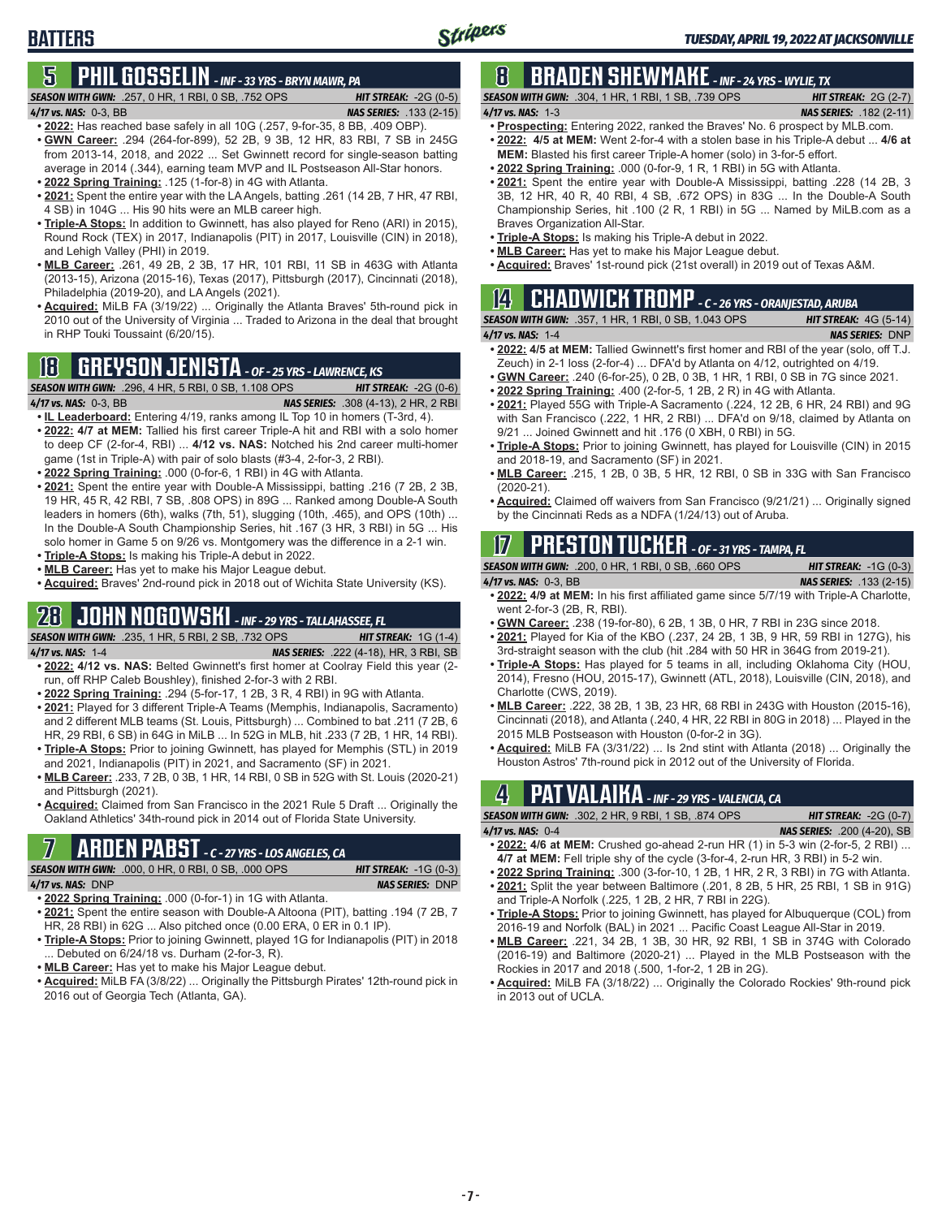# BATTERS

## 5 PHIL GOSSELIN - INF - 33 YRS - BRYN MAWR, PA

**SEASON WITH GWN:** .257, 0 HR, 1 RBI, 0 SB, .752 OPS **HIT STREAK:** -2G (0-5)
**4/17 vs. NAS:** 0-3, BB **NAS SERIES:** .133 (2-15)

- **2022:** Has reached base safely in all 10G (.257, 9-for-35, 8 BB, .409 OBP).
- **GWN Career:** .294 (264-for-899), 52 2B, 9 3B, 12 HR, 83 RBI, 7 SB in 245G from 2013-14, 2018, and 2022 ... Set Gwinnett record for single-season batting average in 2014 (.344), earning team MVP and IL Postseason All-Star honors.
- **2022 Spring Training:** .125 (1-for-8) in 4G with Atlanta.
- **2021:** Spent the entire year with the LA Angels, batting .261 (14 2B, 7 HR, 47 RBI, 4 SB) in 104G ... His 90 hits were an MLB career high.
- **Triple-A Stops:** In addition to Gwinnett, has also played for Reno (ARI) in 2015), Round Rock (TEX) in 2017, Indianapolis (PIT) in 2017, Louisville (CIN) in 2018), and Lehigh Valley (PHI) in 2019.
- **MLB Career:** .261, 49 2B, 2 3B, 17 HR, 101 RBI, 11 SB in 463G with Atlanta (2013-15), Arizona (2015-16), Texas (2017), Pittsburgh (2017), Cincinnati (2018), Philadelphia (2019-20), and LA Angels (2021).
- **Acquired:** MiLB FA (3/19/22) ... Originally the Atlanta Braves' 5th-round pick in 2010 out of the University of Virginia ... Traded to Arizona in the deal that brought in RHP Touki Toussaint (6/20/15).

## 18 GREYSON JENISTA - OF - 25 YRS - LAWRENCE, KS

**SEASON WITH GWN:** .296, 4 HR, 5 RBI, 0 SB, 1.108 OPS **HIT STREAK:** -2G (0-6)
**4/17 vs. NAS:** 0-3, BB **NAS SERIES:** .308 (4-13), 2 HR, 2 RBI

- **IL Leaderboard:** Entering 4/19, ranks among IL Top 10 in homers (T-3rd, 4).
- **2022: 4/7 at MEM:** Tallied his first career Triple-A hit and RBI with a solo homer to deep CF (2-for-4, RBI) ... **4/12 vs. NAS:** Notched his 2nd career multi-homer game (1st in Triple-A) with pair of solo blasts (#3-4, 2-for-3, 2 RBI).
- **2022 Spring Training:** .000 (0-for-6, 1 RBI) in 4G with Atlanta.
- **2021:** Spent the entire year with Double-A Mississippi, batting .216 (7 2B, 2 3B, 19 HR, 45 R, 42 RBI, 7 SB, .808 OPS) in 89G ... Ranked among Double-A South leaders in homers (6th), walks (7th, 51), slugging (10th, .465), and OPS (10th) ... In the Double-A South Championship Series, hit .167 (3 HR, 3 RBI) in 5G ... His solo homer in Game 5 on 9/26 vs. Montgomery was the difference in a 2-1 win.
- **Triple-A Stops:** Is making his Triple-A debut in 2022.
- **MLB Career:** Has yet to make his Major League debut.
- **Acquired:** Braves' 2nd-round pick in 2018 out of Wichita State University (KS).

## 28 JOHN NOGOWSKI - INF - 29 YRS - TALLAHASSEE, FL

**SEASON WITH GWN:** .235, 1 HR, 5 RBI, 2 SB, .732 OPS **HIT STREAK:** 1G (1-4)
**4/17 vs. NAS:** 1-4 **NAS SERIES:** .222 (4-18), HR, 3 RBI, SB

- **2022: 4/12 vs. NAS:** Belted Gwinnett's first homer at Coolray Field this year (2-run, off RHP Caleb Boushley), finished 2-for-3 with 2 RBI.
- **2022 Spring Training:** .294 (5-for-17, 1 2B, 3 R, 4 RBI) in 9G with Atlanta.
- **2021:** Played for 3 different Triple-A Teams (Memphis, Indianapolis, Sacramento) and 2 different MLB teams (St. Louis, Pittsburgh) ... Combined to bat .211 (7 2B, 6 HR, 29 RBI, 6 SB) in 64G in MiLB ... In 52G in MLB, hit .233 (7 2B, 1 HR, 14 RBI).
- **Triple-A Stops:** Prior to joining Gwinnett, has played for Memphis (STL) in 2019 and 2021, Indianapolis (PIT) in 2021, and Sacramento (SF) in 2021.
- **MLB Career:** .233, 7 2B, 0 3B, 1 HR, 14 RBI, 0 SB in 52G with St. Louis (2020-21) and Pittsburgh (2021).
- **Acquired:** Claimed from San Francisco in the 2021 Rule 5 Draft ... Originally the Oakland Athletics' 34th-round pick in 2014 out of Florida State University.

## 7 ARDEN PABST - C - 27 YRS - LOS ANGELES, CA

**SEASON WITH GWN:** .000, 0 HR, 0 RBI, 0 SB, .000 OPS **HIT STREAK:** -1G (0-3)
**4/17 vs. NAS:** DNP **NAS SERIES:** DNP

- **2022 Spring Training:** .000 (0-for-1) in 1G with Atlanta.
- **2021:** Spent the entire season with Double-A Altoona (PIT), batting .194 (7 2B, 7 HR, 28 RBI) in 62G ... Also pitched once (0.00 ERA, 0 ER in 0.1 IP).
- **Triple-A Stops:** Prior to joining Gwinnett, has played 1G for Indianapolis (PIT) in 2018 ... Debuted on 6/24/18 vs. Durham (2-for-3, R).
- **MLB Career:** Has yet to make his Major League debut.
- **Acquired:** MiLB FA (3/8/22) ... Originally the Pittsburgh Pirates' 12th-round pick in 2016 out of Georgia Tech (Atlanta, GA).

## 8 BRADEN SHEWMAKE - INF - 24 YRS - WYLIE, TX

**SEASON WITH GWN:** .304, 1 HR, 1 RBI, 1 SB, .739 OPS **HIT STREAK:** 2G (2-7)
**4/17 vs. NAS:** 1-3 **NAS SERIES:** .182 (2-11)

- **Prospecting:** Entering 2022, ranked the Braves' No. 6 prospect by MLB.com.
- **2022: 4/5 at MEM:** Went 2-for-4 with a stolen base in his Triple-A debut ... **4/6 at MEM:** Blasted his first career Triple-A homer (solo) in 3-for-5 effort.
- **2022 Spring Training:** .000 (0-for-9, 1 R, 1 RBI) in 5G with Atlanta.
- **2021:** Spent the entire year with Double-A Mississippi, batting .228 (14 2B, 3 3B, 12 HR, 40 R, 40 RBI, 4 SB, .672 OPS) in 83G ... In the Double-A South Championship Series, hit .100 (2 R, 1 RBI) in 5G ... Named by MiLB.com as a Braves Organization All-Star.
- **Triple-A Stops:** Is making his Triple-A debut in 2022.
- **MLB Career:** Has yet to make his Major League debut.
- **Acquired:** Braves' 1st-round pick (21st overall) in 2019 out of Texas A&M.

## 14 CHADWICK TROMP - C - 26 YRS - ORANJESTAD, ARUBA

**SEASON WITH GWN:** .357, 1 HR, 1 RBI, 0 SB, 1.043 OPS **HIT STREAK:** 4G (5-14)
**4/17 vs. NAS:** 1-4 **NAS SERIES:** DNP

- **2022: 4/5 at MEM:** Tallied Gwinnett's first homer and RBI of the year (solo, off T.J. Zeuch) in 2-1 loss (2-for-4) ... DFA'd by Atlanta on 4/12, outrighted on 4/19.
- **GWN Career:** .240 (6-for-25), 0 2B, 0 3B, 1 HR, 1 RBI, 0 SB in 7G since 2021.
- **2022 Spring Training:** .400 (2-for-5, 1 2B, 2 R) in 4G with Atlanta.
- **2021:** Played 55G with Triple-A Sacramento (.224, 12 2B, 6 HR, 24 RBI) and 9G with San Francisco (.222, 1 HR, 2 RBI) ... DFA'd on 9/18, claimed by Atlanta on 9/21 ... Joined Gwinnett and hit .176 (0 XBH, 0 RBI) in 5G.
- **Triple-A Stops:** Prior to joining Gwinnett, has played for Louisville (CIN) in 2015 and 2018-19, and Sacramento (SF) in 2021.
- **MLB Career:** .215, 1 2B, 0 3B, 5 HR, 12 RBI, 0 SB in 33G with San Francisco (2020-21).
- **Acquired:** Claimed off waivers from San Francisco (9/21/21) ... Originally signed by the Cincinnati Reds as a NDFA (1/24/13) out of Aruba.

## 17 PRESTON TUCKER - OF - 31 YRS - TAMPA, FL

**SEASON WITH GWN:** .200, 0 HR, 1 RBI, 0 SB, .660 OPS **HIT STREAK:** -1G (0-3)
**4/17 vs. NAS:** 0-3, BB **NAS SERIES:** .133 (2-15)

- **2022: 4/9 at MEM:** In his first affiliated game since 5/7/19 with Triple-A Charlotte, went 2-for-3 (2B, R, RBI).
- **GWN Career:** .238 (19-for-80), 6 2B, 1 3B, 0 HR, 7 RBI in 23G since 2018.
- **2021:** Played for Kia of the KBO (.237, 24 2B, 1 3B, 9 HR, 59 RBI in 127G), his 3rd-straight season with the club (hit .284 with 50 HR in 364G from 2019-21).
- **Triple-A Stops:** Has played for 5 teams in all, including Oklahoma City (HOU, 2014), Fresno (HOU, 2015-17), Gwinnett (ATL, 2018), Louisville (CIN, 2018), and Charlotte (CWS, 2019).
- **MLB Career:** .222, 38 2B, 1 3B, 23 HR, 68 RBI in 243G with Houston (2015-16), Cincinnati (2018), and Atlanta (.240, 4 HR, 22 RBI in 80G in 2018) ... Played in the 2015 MLB Postseason with Houston (0-for-2 in 3G).
- **Acquired:** MiLB FA (3/31/22) ... Is 2nd stint with Atlanta (2018) ... Originally the Houston Astros' 7th-round pick in 2012 out of the University of Florida.

## 4 PAT VALAIKA - INF - 29 YRS - VALENCIA, CA

**SEASON WITH GWN:** .302, 2 HR, 9 RBI, 1 SB, .874 OPS **HIT STREAK:** -2G (0-7)
**4/17 vs. NAS:** 0-4 **NAS SERIES:** .200 (4-20), SB

- **2022: 4/6 at MEM:** Crushed go-ahead 2-run HR (1) in 5-3 win (2-for-5, 2 RBI) ... **4/7 at MEM:** Fell triple shy of the cycle (3-for-4, 2-run HR, 3 RBI) in 5-2 win.
- **2022 Spring Training:** .300 (3-for-10, 1 2B, 1 HR, 2 R, 3 RBI) in 7G with Atlanta.
- **2021:** Split the year between Baltimore (.201, 8 2B, 5 HR, 25 RBI, 1 SB in 91G) and Triple-A Norfolk (.225, 1 2B, 2 HR, 7 RBI in 22G).
- **Triple-A Stops:** Prior to joining Gwinnett, has played for Albuquerque (COL) from 2016-19 and Norfolk (BAL) in 2021 ... Pacific Coast League All-Star in 2019.
- **MLB Career:** .221, 34 2B, 1 3B, 30 HR, 92 RBI, 1 SB in 374G with Colorado (2016-19) and Baltimore (2020-21) ... Played in the MLB Postseason with the Rockies in 2017 and 2018 (.500, 1-for-2, 1 2B in 2G).
- **Acquired:** MiLB FA (3/18/22) ... Originally the Colorado Rockies' 9th-round pick in 2013 out of UCLA.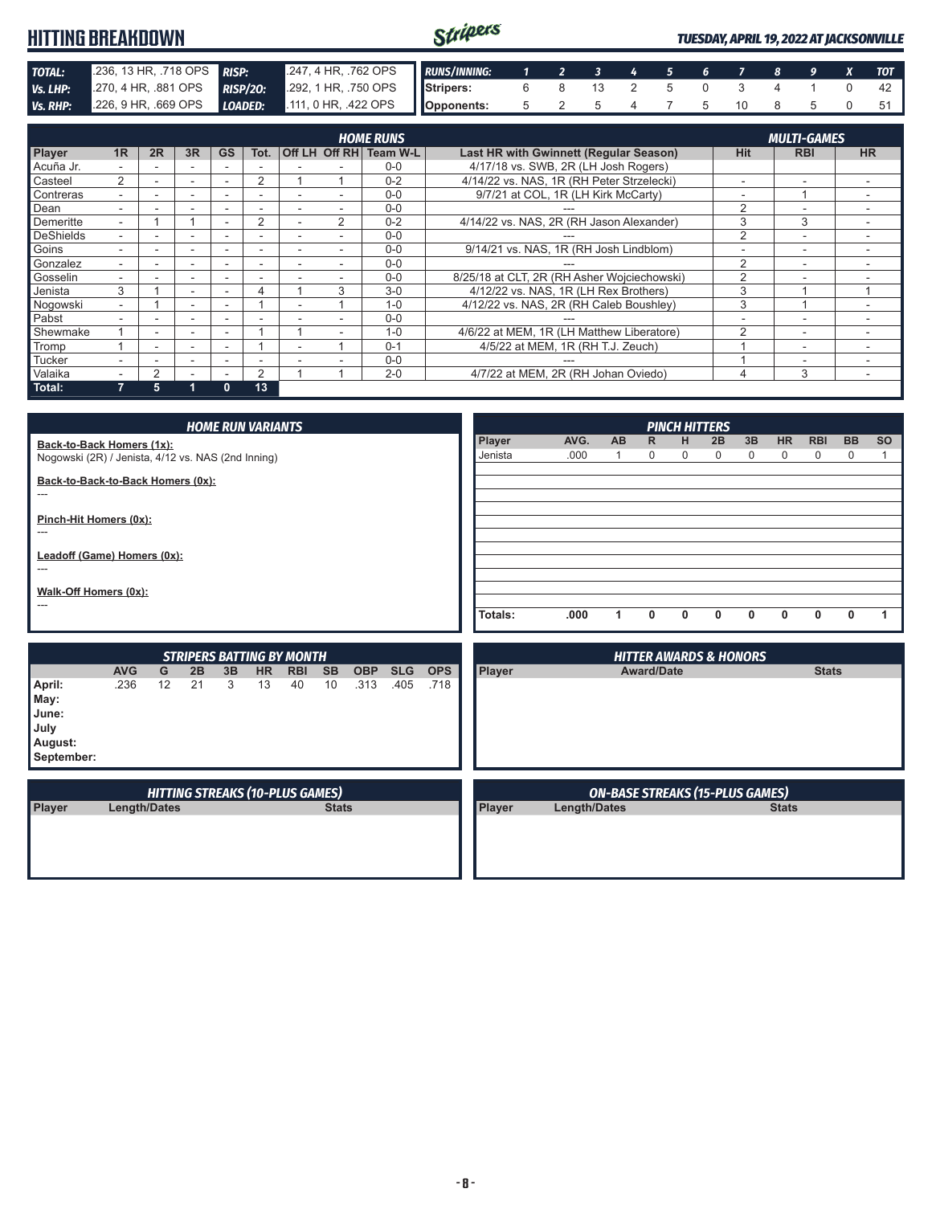# HITTING BREAKDOWN

*TUESDAY, APRIL 19, 2022 AT JACKSONVILLE*

| | | | |
|---|---|---|---|
| **TOTAL:** | .236, 13 HR, .718 OPS | **RISP:** | .247, 4 HR, .762 OPS |
| **Vs. LHP:** | .270, 4 HR, .881 OPS | **RISP/2O:** | .292, 1 HR, .750 OPS |
| **Vs. RHP:** | .226, 9 HR, .669 OPS | **LOADED:** | .111, 0 HR, .422 OPS |

| RUNS/INNING: | 1 | 2 | 3 | 4 | 5 | 6 | 7 | 8 | 9 | X | TOT |
|---|---|---|---|---|---|---|---|---|---|---|---|
| Stripers: | 6 | 8 | 13 | 2 | 5 | 0 | 3 | 4 | 1 | 0 | 42 |
| Opponents: | 5 | 2 | 5 | 4 | 7 | 5 | 10 | 8 | 5 | 0 | 51 |

| | HOME RUNS | | | | | | | | | MULTI-GAMES | | |
|---|---|---|---|---|---|---|---|---|---|---|---|---|
| Player | 1R | 2R | 3R | GS | Tot. | Off LH | Off RH | Team W-L | Last HR with Gwinnett (Regular Season) | Hit | RBI | HR |
| Acuña Jr. | - | - | - | - | - | - | - | 0-0 | 4/17/18 vs. SWB, 2R (LH Josh Rogers) | | | |
| Casteel | 2 | - | - | - | 2 | 1 | 1 | 0-2 | 4/14/22 vs. NAS, 1R (RH Peter Strzelecki) | - | - | - |
| Contreras | - | - | - | - | - | - | - | 0-0 | 9/7/21 at COL, 1R (LH Kirk McCarty) | - | 1 | - |
| Dean | - | - | - | - | - | - | - | 0-0 | --- | 2 | - | - |
| Demeritte | - | 1 | 1 | - | 2 | - | 2 | 0-2 | 4/14/22 vs. NAS, 2R (RH Jason Alexander) | 3 | 3 | - |
| DeShields | - | - | - | - | - | - | - | 0-0 | --- | 2 | - | - |
| Goins | - | - | - | - | - | - | - | 0-0 | 9/14/21 vs. NAS, 1R (RH Josh Lindblom) | - | - | - |
| Gonzalez | - | - | - | - | - | - | - | 0-0 | --- | 2 | - | - |
| Gosselin | - | - | - | - | - | - | - | 0-0 | 8/25/18 at CLT, 2R (RH Asher Wojciechowski) | 2 | - | - |
| Jenista | 3 | 1 | - | - | 4 | 1 | 3 | 3-0 | 4/12/22 vs. NAS, 1R (LH Rex Brothers) | 3 | 1 | 1 |
| Nogowski | - | 1 | - | - | 1 | - | 1 | 1-0 | 4/12/22 vs. NAS, 2R (RH Caleb Boushley) | 3 | 1 | - |
| Pabst | - | - | - | - | - | - | - | 0-0 | --- | - | - | - |
| Shewmake | 1 | - | - | - | 1 | 1 | - | 1-0 | 4/6/22 at MEM, 1R (LH Matthew Liberatore) | 2 | - | - |
| Tromp | 1 | - | - | - | 1 | - | 1 | 0-1 | 4/5/22 at MEM, 1R (RH T.J. Zeuch) | 1 | - | - |
| Tucker | - | - | - | - | - | - | - | 0-0 | --- | 1 | - | - |
| Valaika | - | 2 | - | - | 2 | 1 | 1 | 2-0 | 4/7/22 at MEM, 2R (RH Johan Oviedo) | 4 | 3 | - |
| **Total:** | **7** | **5** | **1** | **0** | **13** | | | | | | | |

## HOME RUN VARIANTS

**Back-to-Back Homers (1x):**
Nogowski (2R) / Jenista, 4/12 vs. NAS (2nd Inning)

**Back-to-Back-to-Back Homers (0x):**
---

**Pinch-Hit Homers (0x):**
---

**Leadoff (Game) Homers (0x):**
---

**Walk-Off Homers (0x):**
---

## PINCH HITTERS

| Player | AVG. | AB | R | H | 2B | 3B | HR | RBI | BB | SO |
|---|---|---|---|---|---|---|---|---|---|---|
| Jenista | .000 | 1 | 0 | 0 | 0 | 0 | 0 | 0 | 0 | 1 |
| **Totals:** | **.000** | **1** | **0** | **0** | **0** | **0** | **0** | **0** | **0** | **1** |

## STRIPERS BATTING BY MONTH

| | AVG | G | 2B | 3B | HR | RBI | SB | OBP | SLG | OPS |
|---|---|---|---|---|---|---|---|---|---|---|
| April: | .236 | 12 | 21 | 3 | 13 | 40 | 10 | .313 | .405 | .718 |
| May: | | | | | | | | | | |
| June: | | | | | | | | | | |
| July | | | | | | | | | | |
| August: | | | | | | | | | | |
| September: | | | | | | | | | | |

## HITTER AWARDS & HONORS

| Player | Award/Date | Stats |
|---|---|---|

## HITTING STREAKS (10-PLUS GAMES)

| Player | Length/Dates | Stats |
|---|---|---|

## ON-BASE STREAKS (15-PLUS GAMES)

| Player | Length/Dates | Stats |
|---|---|---|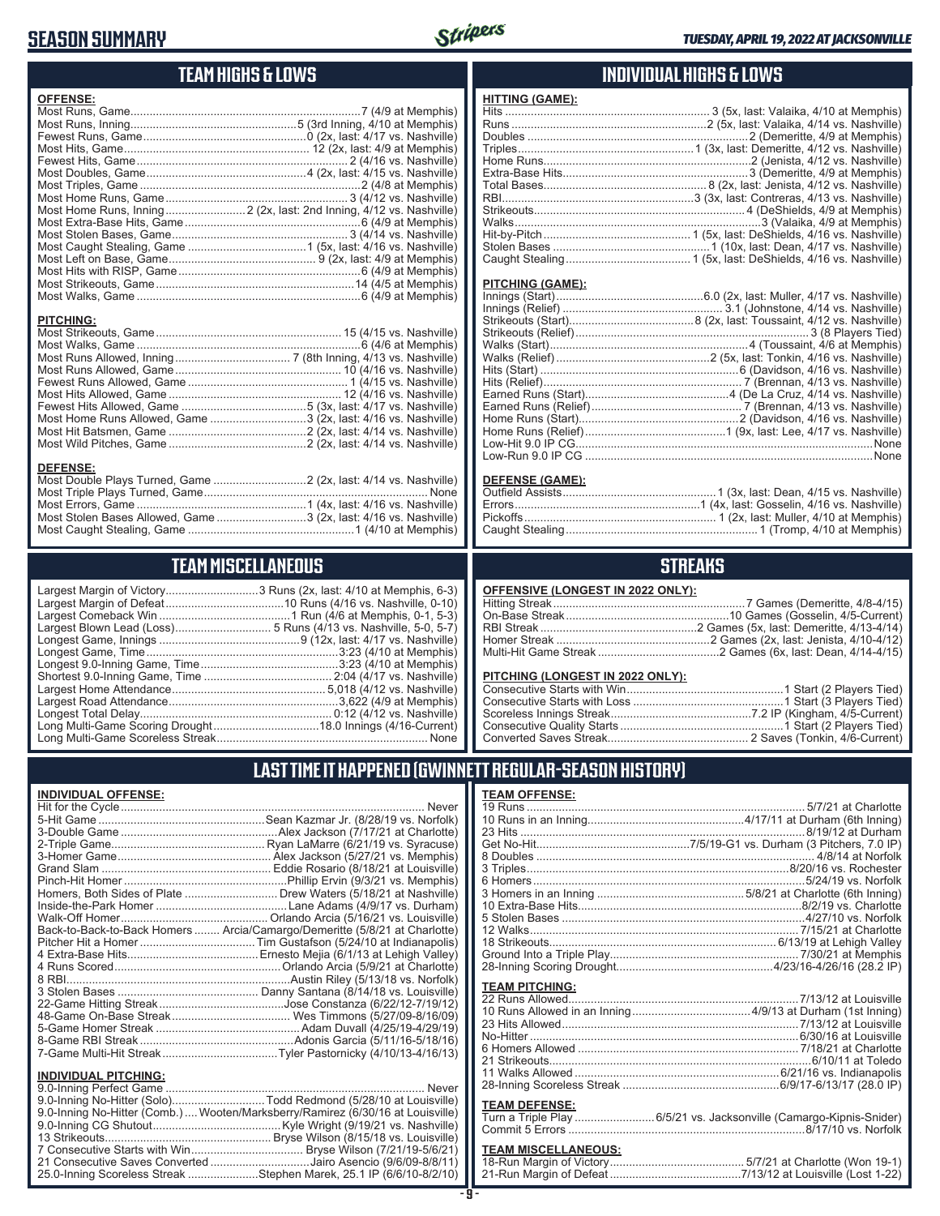# SEASON SUMMARY

*TUESDAY, APRIL 19, 2022 AT JACKSONVILLE*

## TEAM HIGHS & LOWS

**OFFENSE:**

| | |
|---|---|
| Most Runs, Game | 7 (4/9 at Memphis) |
| Most Runs, Inning | 5 (3rd Inning, 4/10 at Memphis) |
| Fewest Runs, Game | 0 (2x, last: 4/17 vs. Nashville) |
| Most Hits, Game | 12 (2x, last: 4/9 at Memphis) |
| Fewest Hits, Game | 2 (4/16 vs. Nashville) |
| Most Doubles, Game | 4 (2x, last: 4/15 vs. Nashville) |
| Most Triples, Game | 2 (4/8 at Memphis) |
| Most Home Runs, Game | 3 (4/12 vs. Nashville) |
| Most Home Runs, Inning | 2 (2x, last: 2nd Inning, 4/12 vs. Nashville) |
| Most Extra-Base Hits, Game | 6 (4/9 at Memphis) |
| Most Stolen Bases, Game | 3 (4/14 vs. Nashville) |
| Most Caught Stealing, Game | 1 (5x, last: 4/16 vs. Nashville) |
| Most Left on Base, Game | 9 (2x, last: 4/9 at Memphis) |
| Most Hits with RISP, Game | 6 (4/9 at Memphis) |
| Most Strikeouts, Game | 14 (4/5 at Memphis) |
| Most Walks, Game | 6 (4/9 at Memphis) |

**PITCHING:**

| | |
|---|---|
| Most Strikeouts, Game | 15 (4/15 vs. Nashville) |
| Most Walks, Game | 6 (4/6 at Memphis) |
| Most Runs Allowed, Inning | 7 (8th Inning, 4/13 vs. Nashville) |
| Most Runs Allowed, Game | 10 (4/16 vs. Nashville) |
| Fewest Runs Allowed, Game | 1 (4/15 vs. Nashville) |
| Most Hits Allowed, Game | 12 (4/16 vs. Nashville) |
| Fewest Hits Allowed, Game | 5 (3x, last: 4/17 vs. Nashville) |
| Most Home Runs Allowed, Game | 3 (2x, last: 4/16 vs. Nashville) |
| Most Hit Batsmen, Game | 2 (2x, last: 4/14 vs. Nashville) |
| Most Wild Pitches, Game | 2 (2x, last: 4/14 vs. Nashville) |

**DEFENSE:**

| | |
|---|---|
| Most Double Plays Turned, Game | 2 (2x, last: 4/14 vs. Nashville) |
| Most Triple Plays Turned, Game | None |
| Most Errors, Game | 1 (4x, last: 4/16 vs. Nashville) |
| Most Stolen Bases Allowed, Game | 3 (2x, last: 4/16 vs. Nashville) |
| Most Caught Stealing, Game | 1 (4/10 at Memphis) |

## INDIVIDUAL HIGHS & LOWS

**HITTING (GAME):**

| | |
|---|---|
| Hits | 3 (5x, last: Valaika, 4/10 at Memphis) |
| Runs | 2 (5x, last: Valaika, 4/14 vs. Nashville) |
| Doubles | 2 (Demeritte, 4/9 at Memphis) |
| Triples | 1 (3x, last: Demeritte, 4/12 vs. Nashville) |
| Home Runs | 2 (Jenista, 4/12 vs. Nashville) |
| Extra-Base Hits | 3 (Demeritte, 4/9 at Memphis) |
| Total Bases | 8 (2x, last: Jenista, 4/12 vs. Nashville) |
| RBI | 3 (3x, last: Contreras, 4/13 vs. Nashville) |
| Strikeouts | 4 (DeShields, 4/9 at Memphis) |
| Walks | 3 (Valaika, 4/9 at Memphis) |
| Hit-by-Pitch | 1 (5x, last: DeShields, 4/16 vs. Nashville) |
| Stolen Bases | 1 (10x, last: Dean, 4/17 vs. Nashville) |
| Caught Stealing | 1 (5x, last: DeShields, 4/16 vs. Nashville) |

**PITCHING (GAME):**

| | |
|---|---|
| Innings (Start) | 6.0 (2x, last: Muller, 4/17 vs. Nashville) |
| Innings (Relief) | 3.1 (Johnstone, 4/14 vs. Nashville) |
| Strikeouts (Start) | 8 (2x, last: Toussaint, 4/12 vs. Nashville) |
| Strikeouts (Relief) | 3 (8 Players Tied) |
| Walks (Start) | 4 (Toussaint, 4/6 at Memphis) |
| Walks (Relief) | 2 (5x, last: Tonkin, 4/16 vs. Nashville) |
| Hits (Start) | 6 (Davidson, 4/16 vs. Nashville) |
| Hits (Relief) | 7 (Brennan, 4/13 vs. Nashville) |
| Earned Runs (Start) | 4 (De La Cruz, 4/14 vs. Nashville) |
| Earned Runs (Relief) | 7 (Brennan, 4/13 vs. Nashville) |
| Home Runs (Start) | 2 (Davidson, 4/16 vs. Nashville) |
| Home Runs (Relief) | 1 (9x, last: Lee, 4/17 vs. Nashville) |
| Low-Hit 9.0 IP CG | None |
| Low-Run 9.0 IP CG | None |

**DEFENSE (GAME):**

| | |
|---|---|
| Outfield Assists | 1 (3x, last: Dean, 4/15 vs. Nashville) |
| Errors | 1 (4x, last: Gosselin, 4/16 vs. Nashville) |
| Pickoffs | 1 (2x, last: Muller, 4/10 at Memphis) |
| Caught Stealing | 1 (Tromp, 4/10 at Memphis) |

## TEAM MISCELLANEOUS

| | |
|---|---|
| Largest Margin of Victory | 3 Runs (2x, last: 4/10 at Memphis, 6-3) |
| Largest Margin of Defeat | 10 Runs (4/16 vs. Nashville, 0-10) |
| Largest Comeback Win | 1 Run (4/6 at Memphis, 0-1, 5-3) |
| Largest Blown Lead (Loss) | 5 Runs (4/13 vs. Nashville, 5-0, 5-7) |
| Longest Game, Innings | 9 (12x, last: 4/17 vs. Nashville) |
| Longest Game, Time | 3:23 (4/10 at Memphis) |
| Longest 9.0-Inning Game, Time | 3:23 (4/10 at Memphis) |
| Shortest 9.0-Inning Game, Time | 2:04 (4/17 vs. Nashville) |
| Largest Home Attendance | 5,018 (4/12 vs. Nashville) |
| Largest Road Attendance | 3,622 (4/9 at Memphis) |
| Longest Total Delay | 0:12 (4/12 vs. Nashville) |
| Long Multi-Game Scoring Drought | 18.0 Innings (4/16-Current) |
| Long Multi-Game Scoreless Streak | None |

## STREAKS

**OFFENSIVE (LONGEST IN 2022 ONLY):**

| | |
|---|---|
| Hitting Streak | 7 Games (Demeritte, 4/8-4/15) |
| On-Base Streak | 10 Games (Gosselin, 4/5-Current) |
| RBI Streak | 2 Games (5x, last: Demeritte, 4/13-4/14) |
| Homer Streak | 2 Games (2x, last: Jenista, 4/10-4/12) |
| Multi-Hit Game Streak | 2 Games (6x, last: Dean, 4/14-4/15) |

**PITCHING (LONGEST IN 2022 ONLY):**

| | |
|---|---|
| Consecutive Starts with Win | 1 Start (2 Players Tied) |
| Consecutive Starts with Loss | 1 Start (3 Players Tied) |
| Scoreless Innings Streak | 7.2 IP (Kingham, 4/5-Current) |
| Consecutive Quality Starts | 1 Start (2 Players Tied) |
| Converted Saves Streak | 2 Saves (Tonkin, 4/6-Current) |

## LAST TIME IT HAPPENED (GWINNETT REGULAR-SEASON HISTORY)

**INDIVIDUAL OFFENSE:**

| | |
|---|---|
| Hit for the Cycle | Never |
| 5-Hit Game | Sean Kazmar Jr. (8/28/19 vs. Norfolk) |
| 3-Double Game | Alex Jackson (7/17/21 at Charlotte) |
| 2-Triple Game | Ryan LaMarre (6/21/19 vs. Syracuse) |
| 3-Homer Game | Alex Jackson (5/27/21 vs. Memphis) |
| Grand Slam | Eddie Rosario (8/18/21 at Louisville) |
| Pinch-Hit Homer | Phillip Ervin (9/3/21 vs. Memphis) |
| Homers, Both Sides of Plate | Drew Waters (5/18/21 at Nashville) |
| Inside-the-Park Homer | Lane Adams (4/9/17 vs. Durham) |
| Walk-Off Homer | Orlando Arcia (5/16/21 vs. Louisville) |
| Back-to-Back-to-Back Homers | Arcia/Camargo/Demeritte (5/8/21 at Charlotte) |
| Pitcher Hit a Homer | Tim Gustafson (5/24/10 at Indianapolis) |
| 4 Extra-Base Hits | Ernesto Mejia (6/1/13 at Lehigh Valley) |
| 4 Runs Scored | Orlando Arcia (5/9/21 at Charlotte) |
| 8 RBI | Austin Riley (5/13/18 vs. Norfolk) |
| 3 Stolen Bases | Danny Santana (8/14/18 vs. Louisville) |
| 22-Game Hitting Streak | Jose Constanza (6/22/12-7/19/12) |
| 48-Game On-Base Streak | Wes Timmons (5/27/09-8/16/09) |
| 5-Game Homer Streak | Adam Duvall (4/25/19-4/29/19) |
| 8-Game RBI Streak | Adonis Garcia (5/11/16-5/18/16) |
| 7-Game Multi-Hit Streak | Tyler Pastornicky (4/10/13-4/16/13) |

**INDIVIDUAL PITCHING:**

| | |
|---|---|
| 9.0-Inning Perfect Game | Never |
| 9.0-Inning No-Hitter (Solo) | Todd Redmond (5/28/10 at Louisville) |
| 9.0-Inning No-Hitter (Comb.) | Wooten/Marksberry/Ramirez (6/30/16 at Louisville) |
| 9.0-Inning CG Shutout | Kyle Wright (9/19/21 vs. Nashville) |
| 13 Strikeouts | Bryse Wilson (8/15/18 vs. Louisville) |
| 7 Consecutive Starts with Win | Bryse Wilson (7/21/19-5/6/21) |
| 21 Consecutive Saves Converted | Jairo Asencio (9/6/09-8/8/11) |
| 25.0-Inning Scoreless Streak | Stephen Marek, 25.1 IP (6/6/10-8/2/10) |

**TEAM OFFENSE:**

| | |
|---|---|
| 19 Runs | 5/7/21 at Charlotte |
| 10 Runs in an Inning | 4/17/11 at Durham (6th Inning) |
| 23 Hits | 8/19/12 at Durham |
| Get No-Hit | 7/5/19-G1 vs. Durham (3 Pitchers, 7.0 IP) |
| 8 Doubles | 4/8/14 at Norfolk |
| 3 Triples | 8/20/16 vs. Rochester |
| 6 Homers | 5/24/19 vs. Norfolk |
| 3 Homers in an Inning | 5/8/21 at Charlotte (6th Inning) |
| 10 Extra-Base Hits | 8/2/19 vs. Charlotte |
| 5 Stolen Bases | 4/27/10 vs. Norfolk |
| 12 Walks | 7/15/21 at Charlotte |
| 18 Strikeouts | 6/13/19 at Lehigh Valley |
| Ground Into a Triple Play | 7/30/21 at Memphis |
| 28-Inning Scoring Drought | 4/23/16-4/26/16 (28.2 IP) |

**TEAM PITCHING:**

| | |
|---|---|
| 22 Runs Allowed | 7/13/12 at Louisville |
| 10 Runs Allowed in an Inning | 4/9/13 at Durham (1st Inning) |
| 23 Hits Allowed | 7/13/12 at Louisville |
| No-Hitter | 6/30/16 at Louisville |
| 6 Homers Allowed | 7/18/21 at Charlotte |
| 21 Strikeouts | 6/10/11 at Toledo |
| 11 Walks Allowed | 6/21/16 vs. Indianapolis |
| 28-Inning Scoreless Streak | 6/9/17-6/13/17 (28.0 IP) |

**TEAM DEFENSE:**

| | |
|---|---|
| Turn a Triple Play | 6/5/21 vs. Jacksonville (Camargo-Kipnis-Snider) |
| Commit 5 Errors | 8/17/10 vs. Norfolk |

**TEAM MISCELLANEOUS:**

| | |
|---|---|
| 18-Run Margin of Victory | 5/7/21 at Charlotte (Won 19-1) |
| 21-Run Margin of Defeat | 7/13/12 at Louisville (Lost 1-22) |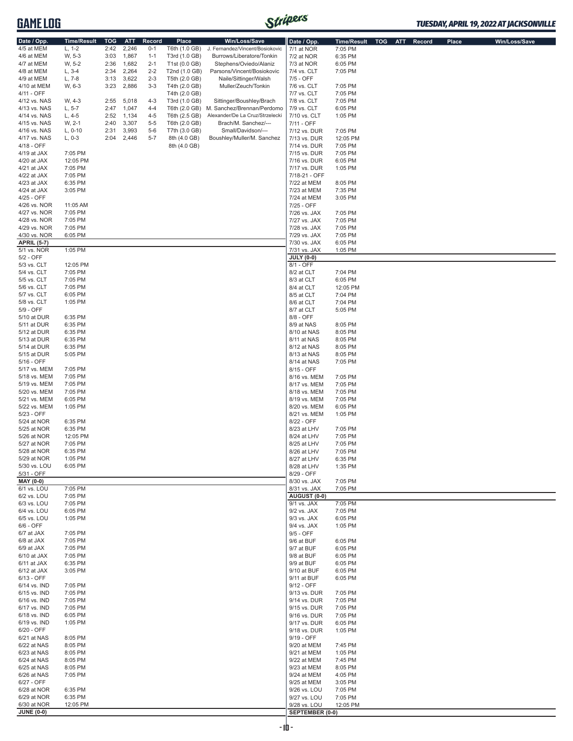# GAME LOG

*TUESDAY, APRIL 19, 2022 AT JACKSONVILLE*

| Date / Opp. | Time/Result | TOG | ATT | Record | Place | Win/Loss/Save |
|---|---|---|---|---|---|---|
| 4/5 at MEM | L, 1-2 | 2:42 | 2,246 | 0-1 | T6th (1.0 GB) | J. Fernandez/Vincent/Bosiokovic |
| 4/6 at MEM | W, 5-3 | 3:03 | 1,867 | 1-1 | T3rd (1.0 GB) | Burrows/Liberatore/Tonkin |
| 4/7 at MEM | W, 5-2 | 2:36 | 1,682 | 2-1 | T1st (0.0 GB) | Stephens/Oviedo/Alaniz |
| 4/8 at MEM | L, 3-4 | 2:34 | 2,264 | 2-2 | T2nd (1.0 GB) | Parsons/Vincent/Bosiokovic |
| 4/9 at MEM | L, 7-8 | 3:13 | 3,622 | 2-3 | T5th (2.0 GB) | Naile/Sittinger/Walsh |
| 4/10 at MEM | W, 6-3 | 3:23 | 2,886 | 3-3 | T4th (2.0 GB) | Muller/Zeuch/Tonkin |
| 4/11 - OFF | | | | | T4th (2.0 GB) | |
| 4/12 vs. NAS | W, 4-3 | 2:55 | 5,018 | 4-3 | T3rd (1.0 GB) | Sittinger/Boushley/Brach |
| 4/13 vs. NAS | L, 5-7 | 2:47 | 1,047 | 4-4 | T6th (2.0 GB) | M. Sanchez/Brennan/Perdomo |
| 4/14 vs. NAS | L, 4-5 | 2:52 | 1,134 | 4-5 | T6th (2.5 GB) | Alexander/De La Cruz/Strzelecki |
| 4/15 vs. NAS | W, 2-1 | 2:40 | 3,307 | 5-5 | T6th (2.0 GB) | Brach/M. Sanchez/--- |
| 4/16 vs. NAS | L, 0-10 | 2:31 | 3,993 | 5-6 | T7th (3.0 GB) | Small/Davidson/--- |
| 4/17 vs. NAS | L, 0-3 | 2:04 | 2,446 | 5-7 | 8th (4.0 GB) | Boushley/Muller/M. Sanchez |
| 4/18 - OFF | | | | | 8th (4.0 GB) | |
| 4/19 at JAX | 7:05 PM | | | | | |
| 4/20 at JAX | 12:05 PM | | | | | |
| 4/21 at JAX | 7:05 PM | | | | | |
| 4/22 at JAX | 7:05 PM | | | | | |
| 4/23 at JAX | 6:35 PM | | | | | |
| 4/24 at JAX | 3:05 PM | | | | | |
| 4/25 - OFF | | | | | | |
| 4/26 vs. NOR | 11:05 AM | | | | | |
| 4/27 vs. NOR | 7:05 PM | | | | | |
| 4/28 vs. NOR | 7:05 PM | | | | | |
| 4/29 vs. NOR | 7:05 PM | | | | | |
| 4/30 vs. NOR | 6:05 PM | | | | | |
| **APRIL (5-7)** | | | | | | |
| 5/1 vs. NOR | 1:05 PM | | | | | |
| 5/2 - OFF | | | | | | |
| 5/3 vs. CLT | 12:05 PM | | | | | |
| 5/4 vs. CLT | 7:05 PM | | | | | |
| 5/5 vs. CLT | 7:05 PM | | | | | |
| 5/6 vs. CLT | 7:05 PM | | | | | |
| 5/7 vs. CLT | 6:05 PM | | | | | |
| 5/8 vs. CLT | 1:05 PM | | | | | |
| 5/9 - OFF | | | | | | |
| 5/10 at DUR | 6:35 PM | | | | | |
| 5/11 at DUR | 6:35 PM | | | | | |
| 5/12 at DUR | 6:35 PM | | | | | |
| 5/13 at DUR | 6:35 PM | | | | | |
| 5/14 at DUR | 6:35 PM | | | | | |
| 5/15 at DUR | 5:05 PM | | | | | |
| 5/16 - OFF | | | | | | |
| 5/17 vs. MEM | 7:05 PM | | | | | |
| 5/18 vs. MEM | 7:05 PM | | | | | |
| 5/19 vs. MEM | 7:05 PM | | | | | |
| 5/20 vs. MEM | 7:05 PM | | | | | |
| 5/21 vs. MEM | 6:05 PM | | | | | |
| 5/22 vs. MEM | 1:05 PM | | | | | |
| 5/23 - OFF | | | | | | |
| 5/24 at NOR | 6:35 PM | | | | | |
| 5/25 at NOR | 6:35 PM | | | | | |
| 5/26 at NOR | 12:05 PM | | | | | |
| 5/27 at NOR | 7:05 PM | | | | | |
| 5/28 at NOR | 6:35 PM | | | | | |
| 5/29 at NOR | 1:05 PM | | | | | |
| 5/30 vs. LOU | 6:05 PM | | | | | |
| 5/31 - OFF | | | | | | |
| **MAY (0-0)** | | | | | | |
| 6/1 vs. LOU | 7:05 PM | | | | | |
| 6/2 vs. LOU | 7:05 PM | | | | | |
| 6/3 vs. LOU | 7:05 PM | | | | | |
| 6/4 vs. LOU | 6:05 PM | | | | | |
| 6/5 vs. LOU | 1:05 PM | | | | | |
| 6/6 - OFF | | | | | | |
| 6/7 at JAX | 7:05 PM | | | | | |
| 6/8 at JAX | 7:05 PM | | | | | |
| 6/9 at JAX | 7:05 PM | | | | | |
| 6/10 at JAX | 7:05 PM | | | | | |
| 6/11 at JAX | 6:35 PM | | | | | |
| 6/12 at JAX | 3:05 PM | | | | | |
| 6/13 - OFF | | | | | | |
| 6/14 vs. IND | 7:05 PM | | | | | |
| 6/15 vs. IND | 7:05 PM | | | | | |
| 6/16 vs. IND | 7:05 PM | | | | | |
| 6/17 vs. IND | 7:05 PM | | | | | |
| 6/18 vs. IND | 6:05 PM | | | | | |
| 6/19 vs. IND | 1:05 PM | | | | | |
| 6/20 - OFF | | | | | | |
| 6/21 at NAS | 8:05 PM | | | | | |
| 6/22 at NAS | 8:05 PM | | | | | |
| 6/23 at NAS | 8:05 PM | | | | | |
| 6/24 at NAS | 8:05 PM | | | | | |
| 6/25 at NAS | 8:05 PM | | | | | |
| 6/26 at NAS | 7:05 PM | | | | | |
| 6/27 - OFF | | | | | | |
| 6/28 at NOR | 6:35 PM | | | | | |
| 6/29 at NOR | 6:35 PM | | | | | |
| 6/30 at NOR | 12:05 PM | | | | | |
| **JUNE (0-0)** | | | | | | |

| Date / Opp. | Time/Result | TOG | ATT | Record | Place | Win/Loss/Save |
|---|---|---|---|---|---|---|
| 7/1 at NOR | 7:05 PM | | | | | |
| 7/2 at NOR | 6:35 PM | | | | | |
| 7/3 at NOR | 6:05 PM | | | | | |
| 7/4 vs. CLT | 7:05 PM | | | | | |
| 7/5 - OFF | | | | | | |
| 7/6 vs. CLT | 7:05 PM | | | | | |
| 7/7 vs. CLT | 7:05 PM | | | | | |
| 7/8 vs. CLT | 7:05 PM | | | | | |
| 7/9 vs. CLT | 6:05 PM | | | | | |
| 7/10 vs. CLT | 1:05 PM | | | | | |
| 7/11 - OFF | | | | | | |
| 7/12 vs. DUR | 7:05 PM | | | | | |
| 7/13 vs. DUR | 12:05 PM | | | | | |
| 7/14 vs. DUR | 7:05 PM | | | | | |
| 7/15 vs. DUR | 7:05 PM | | | | | |
| 7/16 vs. DUR | 6:05 PM | | | | | |
| 7/17 vs. DUR | 1:05 PM | | | | | |
| 7/18-21 - OFF | | | | | | |
| 7/22 at MEM | 8:05 PM | | | | | |
| 7/23 at MEM | 7:35 PM | | | | | |
| 7/24 at MEM | 3:05 PM | | | | | |
| 7/25 - OFF | | | | | | |
| 7/26 vs. JAX | 7:05 PM | | | | | |
| 7/27 vs. JAX | 7:05 PM | | | | | |
| 7/28 vs. JAX | 7:05 PM | | | | | |
| 7/29 vs. JAX | 7:05 PM | | | | | |
| 7/30 vs. JAX | 6:05 PM | | | | | |
| 7/31 vs. JAX | 1:05 PM | | | | | |
| **JULY (0-0)** | | | | | | |
| 8/1 - OFF | | | | | | |
| 8/2 at CLT | 7:04 PM | | | | | |
| 8/3 at CLT | 6:05 PM | | | | | |
| 8/4 at CLT | 12:05 PM | | | | | |
| 8/5 at CLT | 7:04 PM | | | | | |
| 8/6 at CLT | 7:04 PM | | | | | |
| 8/7 at CLT | 5:05 PM | | | | | |
| 8/8 - OFF | | | | | | |
| 8/9 at NAS | 8:05 PM | | | | | |
| 8/10 at NAS | 8:05 PM | | | | | |
| 8/11 at NAS | 8:05 PM | | | | | |
| 8/12 at NAS | 8:05 PM | | | | | |
| 8/13 at NAS | 8:05 PM | | | | | |
| 8/14 at NAS | 7:05 PM | | | | | |
| 8/15 - OFF | | | | | | |
| 8/16 vs. MEM | 7:05 PM | | | | | |
| 8/17 vs. MEM | 7:05 PM | | | | | |
| 8/18 vs. MEM | 7:05 PM | | | | | |
| 8/19 vs. MEM | 7:05 PM | | | | | |
| 8/20 vs. MEM | 6:05 PM | | | | | |
| 8/21 vs. MEM | 1:05 PM | | | | | |
| 8/22 - OFF | | | | | | |
| 8/23 at LHV | 7:05 PM | | | | | |
| 8/24 at LHV | 7:05 PM | | | | | |
| 8/25 at LHV | 7:05 PM | | | | | |
| 8/26 at LHV | 7:05 PM | | | | | |
| 8/27 at LHV | 6:35 PM | | | | | |
| 8/28 at LHV | 1:35 PM | | | | | |
| 8/29 - OFF | | | | | | |
| 8/30 vs. JAX | 7:05 PM | | | | | |
| 8/31 vs. JAX | 7:05 PM | | | | | |
| **AUGUST (0-0)** | | | | | | |
| 9/1 vs. JAX | 7:05 PM | | | | | |
| 9/2 vs. JAX | 7:05 PM | | | | | |
| 9/3 vs. JAX | 6:05 PM | | | | | |
| 9/4 vs. JAX | 1:05 PM | | | | | |
| 9/5 - OFF | | | | | | |
| 9/6 at BUF | 6:05 PM | | | | | |
| 9/7 at BUF | 6:05 PM | | | | | |
| 9/8 at BUF | 6:05 PM | | | | | |
| 9/9 at BUF | 6:05 PM | | | | | |
| 9/10 at BUF | 6:05 PM | | | | | |
| 9/11 at BUF | 6:05 PM | | | | | |
| 9/12 - OFF | | | | | | |
| 9/13 vs. DUR | 7:05 PM | | | | | |
| 9/14 vs. DUR | 7:05 PM | | | | | |
| 9/15 vs. DUR | 7:05 PM | | | | | |
| 9/16 vs. DUR | 7:05 PM | | | | | |
| 9/17 vs. DUR | 6:05 PM | | | | | |
| 9/18 vs. DUR | 1:05 PM | | | | | |
| 9/19 - OFF | | | | | | |
| 9/20 at MEM | 7:45 PM | | | | | |
| 9/21 at MEM | 1:05 PM | | | | | |
| 9/22 at MEM | 7:45 PM | | | | | |
| 9/23 at MEM | 8:05 PM | | | | | |
| 9/24 at MEM | 4:05 PM | | | | | |
| 9/25 at MEM | 3:05 PM | | | | | |
| 9/26 vs. LOU | 7:05 PM | | | | | |
| 9/27 vs. LOU | 7:05 PM | | | | | |
| 9/28 vs. LOU | 12:05 PM | | | | | |
| **SEPTEMBER (0-0)** | | | | | | |